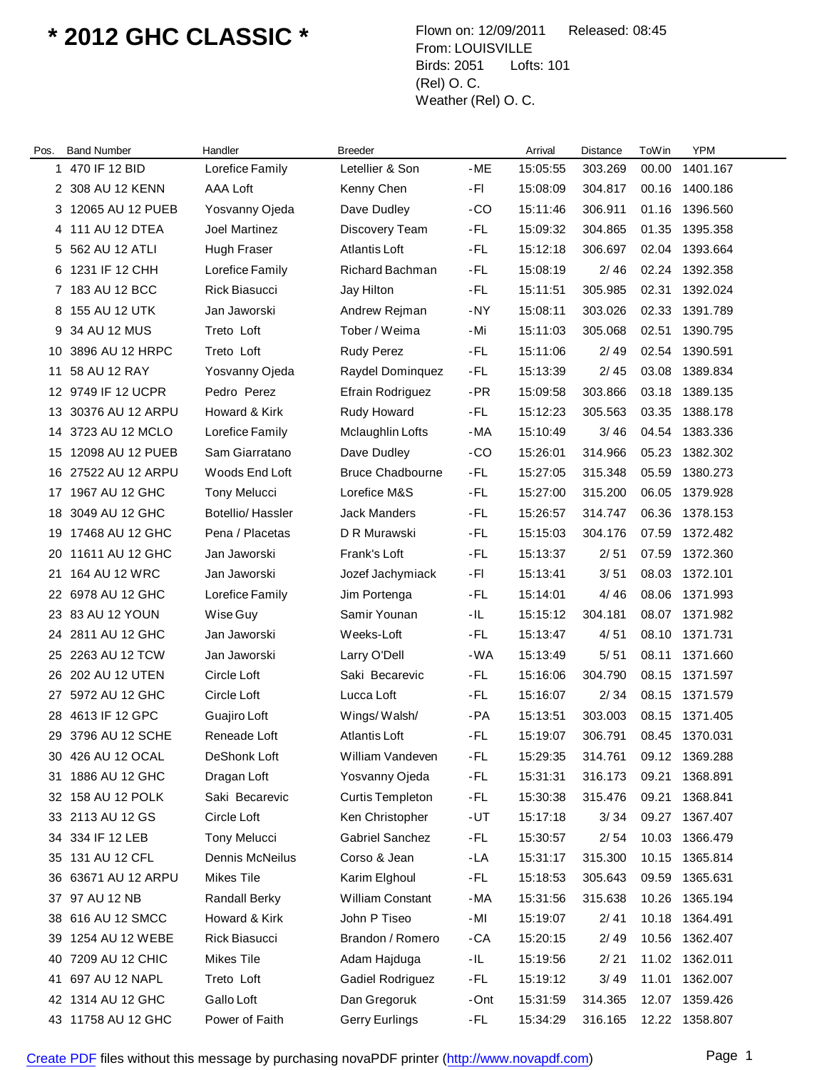# * 2012 GHC CLASSIC *

Flown on: 12/09/2011 Released: 08:45
From: LOUISVILLE
Birds: 2051 Lofts: 101
(Rel) O. C.
Weather (Rel) O. C.

| Pos. | Band Number | Handler | Breeder | | Arrival | Distance | ToWin | YPM |
|---|---|---|---|---|---|---|---|---|
| 1 | 470 IF 12 BID | Lorefice Family | Letellier & Son | -ME | 15:05:55 | 303.269 | 00.00 | 1401.167 |
| 2 | 308 AU 12 KENN | AAA Loft | Kenny Chen | -FI | 15:08:09 | 304.817 | 00.16 | 1400.186 |
| 3 | 12065 AU 12 PUEB | Yosvanny Ojeda | Dave Dudley | -CO | 15:11:46 | 306.911 | 01.16 | 1396.560 |
| 4 | 111 AU 12 DTEA | Joel Martinez | Discovery Team | -FL | 15:09:32 | 304.865 | 01.35 | 1395.358 |
| 5 | 562 AU 12 ATLI | Hugh Fraser | Atlantis Loft | -FL | 15:12:18 | 306.697 | 02.04 | 1393.664 |
| 6 | 1231 IF 12 CHH | Lorefice Family | Richard Bachman | -FL | 15:08:19 | 2/ 46 | 02.24 | 1392.358 |
| 7 | 183 AU 12 BCC | Rick Biasucci | Jay Hilton | -FL | 15:11:51 | 305.985 | 02.31 | 1392.024 |
| 8 | 155 AU 12 UTK | Jan Jaworski | Andrew Rejman | -NY | 15:08:11 | 303.026 | 02.33 | 1391.789 |
| 9 | 34 AU 12 MUS | Treto Loft | Tober / Weima | -Mi | 15:11:03 | 305.068 | 02.51 | 1390.795 |
| 10 | 3896 AU 12 HRPC | Treto Loft | Rudy Perez | -FL | 15:11:06 | 2/ 49 | 02.54 | 1390.591 |
| 11 | 58 AU 12 RAY | Yosvanny Ojeda | Raydel Dominquez | -FL | 15:13:39 | 2/ 45 | 03.08 | 1389.834 |
| 12 | 9749 IF 12 UCPR | Pedro Perez | Efrain Rodriguez | -PR | 15:09:58 | 303.866 | 03.18 | 1389.135 |
| 13 | 30376 AU 12 ARPU | Howard & Kirk | Rudy Howard | -FL | 15:12:23 | 305.563 | 03.35 | 1388.178 |
| 14 | 3723 AU 12 MCLO | Lorefice Family | Mclaughlin Lofts | -MA | 15:10:49 | 3/ 46 | 04.54 | 1383.336 |
| 15 | 12098 AU 12 PUEB | Sam Giarratano | Dave Dudley | -CO | 15:26:01 | 314.966 | 05.23 | 1382.302 |
| 16 | 27522 AU 12 ARPU | Woods End Loft | Bruce Chadbourne | -FL | 15:27:05 | 315.348 | 05.59 | 1380.273 |
| 17 | 1967 AU 12 GHC | Tony Melucci | Lorefice M&S | -FL | 15:27:00 | 315.200 | 06.05 | 1379.928 |
| 18 | 3049 AU 12 GHC | Botellio/ Hassler | Jack Manders | -FL | 15:26:57 | 314.747 | 06.36 | 1378.153 |
| 19 | 17468 AU 12 GHC | Pena / Placetas | D R Murawski | -FL | 15:15:03 | 304.176 | 07.59 | 1372.482 |
| 20 | 11611 AU 12 GHC | Jan Jaworski | Frank's Loft | -FL | 15:13:37 | 2/ 51 | 07.59 | 1372.360 |
| 21 | 164 AU 12 WRC | Jan Jaworski | Jozef Jachymiack | -FI | 15:13:41 | 3/ 51 | 08.03 | 1372.101 |
| 22 | 6978 AU 12 GHC | Lorefice Family | Jim Portenga | -FL | 15:14:01 | 4/ 46 | 08.06 | 1371.993 |
| 23 | 83 AU 12 YOUN | Wise Guy | Samir Younan | -IL | 15:15:12 | 304.181 | 08.07 | 1371.982 |
| 24 | 2811 AU 12 GHC | Jan Jaworski | Weeks-Loft | -FL | 15:13:47 | 4/ 51 | 08.10 | 1371.731 |
| 25 | 2263 AU 12 TCW | Jan Jaworski | Larry O'Dell | -WA | 15:13:49 | 5/ 51 | 08.11 | 1371.660 |
| 26 | 202 AU 12 UTEN | Circle Loft | Saki Becarevic | -FL | 15:16:06 | 304.790 | 08.15 | 1371.597 |
| 27 | 5972 AU 12 GHC | Circle Loft | Lucca Loft | -FL | 15:16:07 | 2/ 34 | 08.15 | 1371.579 |
| 28 | 4613 IF 12 GPC | Guajiro Loft | Wings/ Walsh/ | -PA | 15:13:51 | 303.003 | 08.15 | 1371.405 |
| 29 | 3796 AU 12 SCHE | Reneade Loft | Atlantis Loft | -FL | 15:19:07 | 306.791 | 08.45 | 1370.031 |
| 30 | 426 AU 12 OCAL | DeShonk Loft | William Vandeven | -FL | 15:29:35 | 314.761 | 09.12 | 1369.288 |
| 31 | 1886 AU 12 GHC | Dragan Loft | Yosvanny Ojeda | -FL | 15:31:31 | 316.173 | 09.21 | 1368.891 |
| 32 | 158 AU 12 POLK | Saki Becarevic | Curtis Templeton | -FL | 15:30:38 | 315.476 | 09.21 | 1368.841 |
| 33 | 2113 AU 12 GS | Circle Loft | Ken Christopher | -UT | 15:17:18 | 3/ 34 | 09.27 | 1367.407 |
| 34 | 334 IF 12 LEB | Tony Melucci | Gabriel Sanchez | -FL | 15:30:57 | 2/ 54 | 10.03 | 1366.479 |
| 35 | 131 AU 12 CFL | Dennis McNeilus | Corso & Jean | -LA | 15:31:17 | 315.300 | 10.15 | 1365.814 |
| 36 | 63671 AU 12 ARPU | Mikes Tile | Karim Elghoul | -FL | 15:18:53 | 305.643 | 09.59 | 1365.631 |
| 37 | 97 AU 12 NB | Randall Berky | William Constant | -MA | 15:31:56 | 315.638 | 10.26 | 1365.194 |
| 38 | 616 AU 12 SMCC | Howard & Kirk | John P Tiseo | -MI | 15:19:07 | 2/ 41 | 10.18 | 1364.491 |
| 39 | 1254 AU 12 WEBE | Rick Biasucci | Brandon / Romero | -CA | 15:20:15 | 2/ 49 | 10.56 | 1362.407 |
| 40 | 7209 AU 12 CHIC | Mikes Tile | Adam Hajduga | -IL | 15:19:56 | 2/ 21 | 11.02 | 1362.011 |
| 41 | 697 AU 12 NAPL | Treto Loft | Gadiel Rodriguez | -FL | 15:19:12 | 3/ 49 | 11.01 | 1362.007 |
| 42 | 1314 AU 12 GHC | Gallo Loft | Dan Gregoruk | -Ont | 15:31:59 | 314.365 | 12.07 | 1359.426 |
| 43 | 11758 AU 12 GHC | Power of Faith | Gerry Eurlings | -FL | 15:34:29 | 316.165 | 12.22 | 1358.807 |

Create PDF files without this message by purchasing novaPDF printer (http://www.novapdf.com)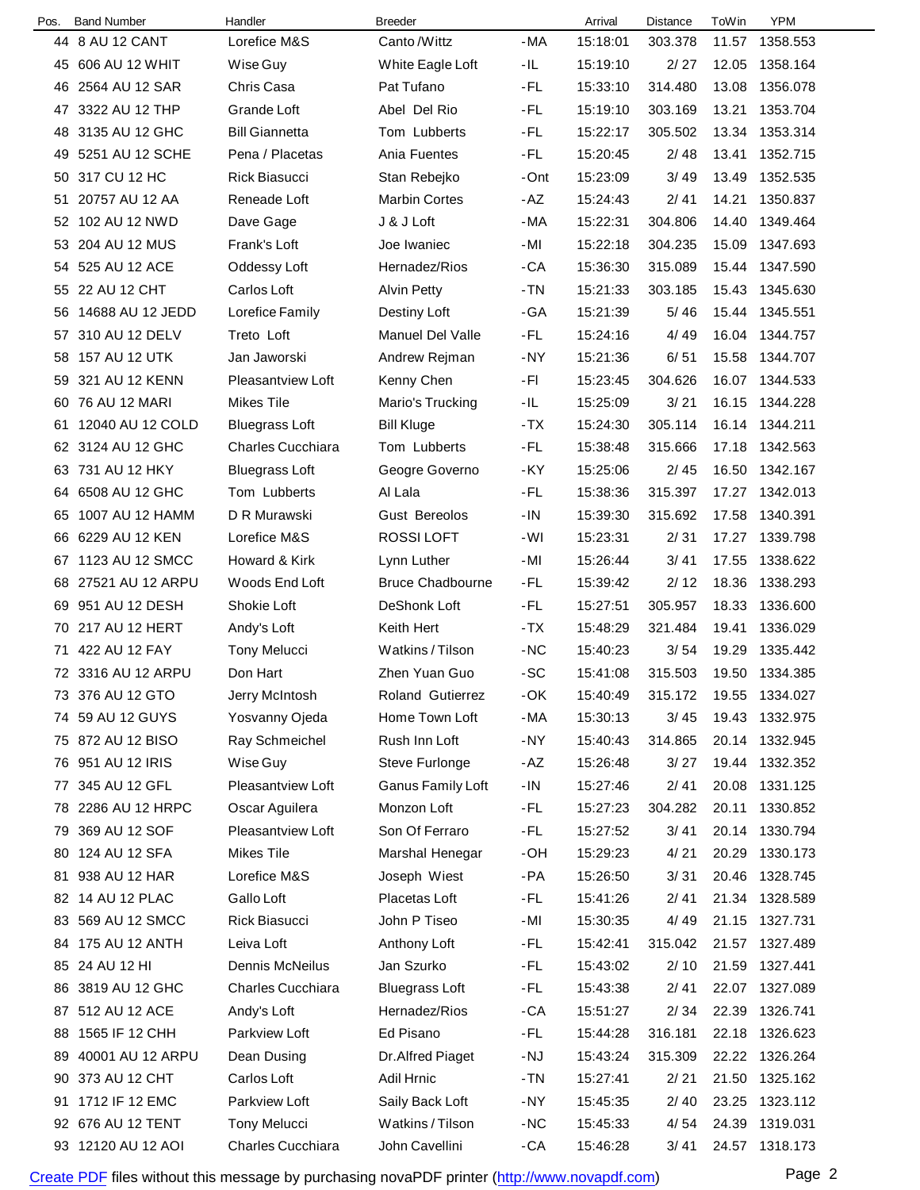| Pos. | Band Number | Handler | Breeder | | Arrival | Distance | ToWin | YPM |
|---|---|---|---|---|---|---|---|---|
| 44 | 8 AU 12 CANT | Lorefice M&S | Canto /Wittz | -MA | 15:18:01 | 303.378 | 11.57 | 1358.553 |
| 45 | 606 AU 12 WHIT | Wise Guy | White Eagle Loft | -IL | 15:19:10 | 2/ 27 | 12.05 | 1358.164 |
| 46 | 2564 AU 12 SAR | Chris Casa | Pat Tufano | -FL | 15:33:10 | 314.480 | 13.08 | 1356.078 |
| 47 | 3322 AU 12 THP | Grande Loft | Abel Del Rio | -FL | 15:19:10 | 303.169 | 13.21 | 1353.704 |
| 48 | 3135 AU 12 GHC | Bill Giannetta | Tom Lubberts | -FL | 15:22:17 | 305.502 | 13.34 | 1353.314 |
| 49 | 5251 AU 12 SCHE | Pena / Placetas | Ania Fuentes | -FL | 15:20:45 | 2/ 48 | 13.41 | 1352.715 |
| 50 | 317 CU 12 HC | Rick Biasucci | Stan Rebejko | -Ont | 15:23:09 | 3/ 49 | 13.49 | 1352.535 |
| 51 | 20757 AU 12 AA | Reneade Loft | Marbin Cortes | -AZ | 15:24:43 | 2/ 41 | 14.21 | 1350.837 |
| 52 | 102 AU 12 NWD | Dave Gage | J & J Loft | -MA | 15:22:31 | 304.806 | 14.40 | 1349.464 |
| 53 | 204 AU 12 MUS | Frank's Loft | Joe Iwaniec | -MI | 15:22:18 | 304.235 | 15.09 | 1347.693 |
| 54 | 525 AU 12 ACE | Oddessy Loft | Hernadez/Rios | -CA | 15:36:30 | 315.089 | 15.44 | 1347.590 |
| 55 | 22 AU 12 CHT | Carlos Loft | Alvin Petty | -TN | 15:21:33 | 303.185 | 15.43 | 1345.630 |
| 56 | 14688 AU 12 JEDD | Lorefice Family | Destiny Loft | -GA | 15:21:39 | 5/ 46 | 15.44 | 1345.551 |
| 57 | 310 AU 12 DELV | Treto Loft | Manuel Del Valle | -FL | 15:24:16 | 4/ 49 | 16.04 | 1344.757 |
| 58 | 157 AU 12 UTK | Jan Jaworski | Andrew Rejman | -NY | 15:21:36 | 6/ 51 | 15.58 | 1344.707 |
| 59 | 321 AU 12 KENN | Pleasantview Loft | Kenny Chen | -Fl | 15:23:45 | 304.626 | 16.07 | 1344.533 |
| 60 | 76 AU 12 MARI | Mikes Tile | Mario's Trucking | -IL | 15:25:09 | 3/ 21 | 16.15 | 1344.228 |
| 61 | 12040 AU 12 COLD | Bluegrass Loft | Bill Kluge | -TX | 15:24:30 | 305.114 | 16.14 | 1344.211 |
| 62 | 3124 AU 12 GHC | Charles Cucchiara | Tom Lubberts | -FL | 15:38:48 | 315.666 | 17.18 | 1342.563 |
| 63 | 731 AU 12 HKY | Bluegrass Loft | Geogre Governo | -KY | 15:25:06 | 2/ 45 | 16.50 | 1342.167 |
| 64 | 6508 AU 12 GHC | Tom Lubberts | Al Lala | -FL | 15:38:36 | 315.397 | 17.27 | 1342.013 |
| 65 | 1007 AU 12 HAMM | D R Murawski | Gust Bereolos | -IN | 15:39:30 | 315.692 | 17.58 | 1340.391 |
| 66 | 6229 AU 12 KEN | Lorefice M&S | ROSSI LOFT | -WI | 15:23:31 | 2/ 31 | 17.27 | 1339.798 |
| 67 | 1123 AU 12 SMCC | Howard & Kirk | Lynn Luther | -MI | 15:26:44 | 3/ 41 | 17.55 | 1338.622 |
| 68 | 27521 AU 12 ARPU | Woods End Loft | Bruce Chadbourne | -FL | 15:39:42 | 2/ 12 | 18.36 | 1338.293 |
| 69 | 951 AU 12 DESH | Shokie Loft | DeShonk Loft | -FL | 15:27:51 | 305.957 | 18.33 | 1336.600 |
| 70 | 217 AU 12 HERT | Andy's Loft | Keith Hert | -TX | 15:48:29 | 321.484 | 19.41 | 1336.029 |
| 71 | 422 AU 12 FAY | Tony Melucci | Watkins / Tilson | -NC | 15:40:23 | 3/ 54 | 19.29 | 1335.442 |
| 72 | 3316 AU 12 ARPU | Don Hart | Zhen Yuan Guo | -SC | 15:41:08 | 315.503 | 19.50 | 1334.385 |
| 73 | 376 AU 12 GTO | Jerry McIntosh | Roland Gutierrez | -OK | 15:40:49 | 315.172 | 19.55 | 1334.027 |
| 74 | 59 AU 12 GUYS | Yosvanny Ojeda | Home Town Loft | -MA | 15:30:13 | 3/ 45 | 19.43 | 1332.975 |
| 75 | 872 AU 12 BISO | Ray Schmeichel | Rush Inn Loft | -NY | 15:40:43 | 314.865 | 20.14 | 1332.945 |
| 76 | 951 AU 12 IRIS | Wise Guy | Steve Furlonge | -AZ | 15:26:48 | 3/ 27 | 19.44 | 1332.352 |
| 77 | 345 AU 12 GFL | Pleasantview Loft | Ganus Family Loft | -IN | 15:27:46 | 2/ 41 | 20.08 | 1331.125 |
| 78 | 2286 AU 12 HRPC | Oscar Aguilera | Monzon Loft | -FL | 15:27:23 | 304.282 | 20.11 | 1330.852 |
| 79 | 369 AU 12 SOF | Pleasantview Loft | Son Of Ferraro | -FL | 15:27:52 | 3/ 41 | 20.14 | 1330.794 |
| 80 | 124 AU 12 SFA | Mikes Tile | Marshal Henegar | -OH | 15:29:23 | 4/ 21 | 20.29 | 1330.173 |
| 81 | 938 AU 12 HAR | Lorefice M&S | Joseph Wiest | -PA | 15:26:50 | 3/ 31 | 20.46 | 1328.745 |
| 82 | 14 AU 12 PLAC | Gallo Loft | Placetas Loft | -FL | 15:41:26 | 2/ 41 | 21.34 | 1328.589 |
| 83 | 569 AU 12 SMCC | Rick Biasucci | John P Tiseo | -MI | 15:30:35 | 4/ 49 | 21.15 | 1327.731 |
| 84 | 175 AU 12 ANTH | Leiva Loft | Anthony Loft | -FL | 15:42:41 | 315.042 | 21.57 | 1327.489 |
| 85 | 24 AU 12 HI | Dennis McNeilus | Jan Szurko | -FL | 15:43:02 | 2/ 10 | 21.59 | 1327.441 |
| 86 | 3819 AU 12 GHC | Charles Cucchiara | Bluegrass Loft | -FL | 15:43:38 | 2/ 41 | 22.07 | 1327.089 |
| 87 | 512 AU 12 ACE | Andy's Loft | Hernadez/Rios | -CA | 15:51:27 | 2/ 34 | 22.39 | 1326.741 |
| 88 | 1565 IF 12 CHH | Parkview Loft | Ed Pisano | -FL | 15:44:28 | 316.181 | 22.18 | 1326.623 |
| 89 | 40001 AU 12 ARPU | Dean Dusing | Dr.Alfred Piaget | -NJ | 15:43:24 | 315.309 | 22.22 | 1326.264 |
| 90 | 373 AU 12 CHT | Carlos Loft | Adil Hrnic | -TN | 15:27:41 | 2/ 21 | 21.50 | 1325.162 |
| 91 | 1712 IF 12 EMC | Parkview Loft | Saily Back Loft | -NY | 15:45:35 | 2/ 40 | 23.25 | 1323.112 |
| 92 | 676 AU 12 TENT | Tony Melucci | Watkins / Tilson | -NC | 15:45:33 | 4/ 54 | 24.39 | 1319.031 |
| 93 | 12120 AU 12 AOI | Charles Cucchiara | John Cavellini | -CA | 15:46:28 | 3/ 41 | 24.57 | 1318.173 |

Create PDF files without this message by purchasing novaPDF printer (http://www.novapdf.com)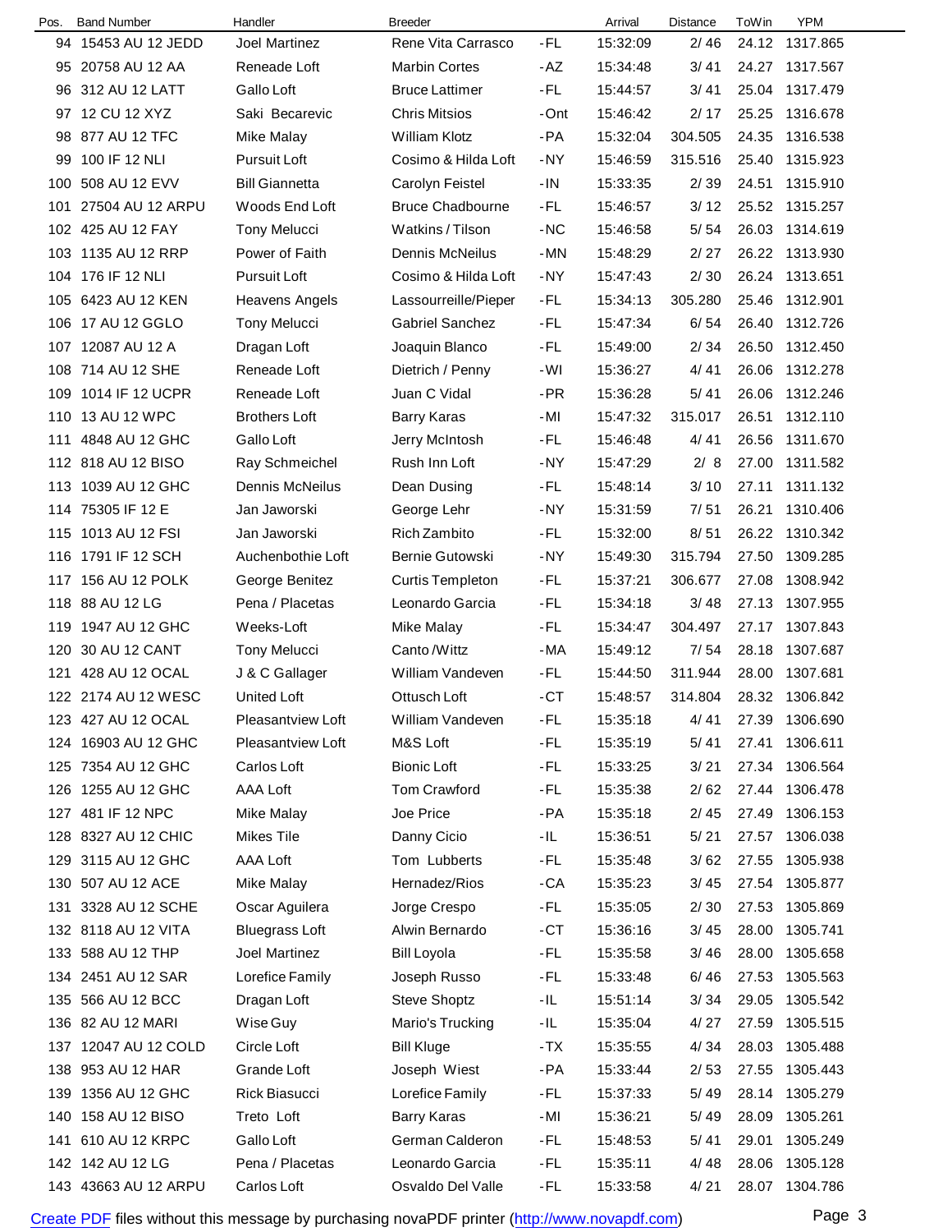| Pos. | Band Number | Handler | Breeder | | Arrival | Distance | ToWin | YPM |
|---|---|---|---|---|---|---|---|---|
| 94 | 15453 AU 12 JEDD | Joel Martinez | Rene Vita Carrasco | -FL | 15:32:09 | 2/ 46 | 24.12 | 1317.865 |
| 95 | 20758 AU 12 AA | Reneade Loft | Marbin Cortes | -AZ | 15:34:48 | 3/ 41 | 24.27 | 1317.567 |
| 96 | 312 AU 12 LATT | Gallo Loft | Bruce Lattimer | -FL | 15:44:57 | 3/ 41 | 25.04 | 1317.479 |
| 97 | 12 CU 12 XYZ | Saki Becarevic | Chris Mitsios | -Ont | 15:46:42 | 2/ 17 | 25.25 | 1316.678 |
| 98 | 877 AU 12 TFC | Mike Malay | William Klotz | -PA | 15:32:04 | 304.505 | 24.35 | 1316.538 |
| 99 | 100 IF 12 NLI | Pursuit Loft | Cosimo & Hilda Loft | -NY | 15:46:59 | 315.516 | 25.40 | 1315.923 |
| 100 | 508 AU 12 EVV | Bill Giannetta | Carolyn Feistel | -IN | 15:33:35 | 2/ 39 | 24.51 | 1315.910 |
| 101 | 27504 AU 12 ARPU | Woods End Loft | Bruce Chadbourne | -FL | 15:46:57 | 3/ 12 | 25.52 | 1315.257 |
| 102 | 425 AU 12 FAY | Tony Melucci | Watkins / Tilson | -NC | 15:46:58 | 5/ 54 | 26.03 | 1314.619 |
| 103 | 1135 AU 12 RRP | Power of Faith | Dennis McNeilus | -MN | 15:48:29 | 2/ 27 | 26.22 | 1313.930 |
| 104 | 176 IF 12 NLI | Pursuit Loft | Cosimo & Hilda Loft | -NY | 15:47:43 | 2/ 30 | 26.24 | 1313.651 |
| 105 | 6423 AU 12 KEN | Heavens Angels | Lassourreille/Pieper | -FL | 15:34:13 | 305.280 | 25.46 | 1312.901 |
| 106 | 17 AU 12 GGLO | Tony Melucci | Gabriel Sanchez | -FL | 15:47:34 | 6/ 54 | 26.40 | 1312.726 |
| 107 | 12087 AU 12 A | Dragan Loft | Joaquin Blanco | -FL | 15:49:00 | 2/ 34 | 26.50 | 1312.450 |
| 108 | 714 AU 12 SHE | Reneade Loft | Dietrich / Penny | -WI | 15:36:27 | 4/ 41 | 26.06 | 1312.278 |
| 109 | 1014 IF 12 UCPR | Reneade Loft | Juan C Vidal | -PR | 15:36:28 | 5/ 41 | 26.06 | 1312.246 |
| 110 | 13 AU 12 WPC | Brothers Loft | Barry Karas | -MI | 15:47:32 | 315.017 | 26.51 | 1312.110 |
| 111 | 4848 AU 12 GHC | Gallo Loft | Jerry McIntosh | -FL | 15:46:48 | 4/ 41 | 26.56 | 1311.670 |
| 112 | 818 AU 12 BISO | Ray Schmeichel | Rush Inn Loft | -NY | 15:47:29 | 2/ 8 | 27.00 | 1311.582 |
| 113 | 1039 AU 12 GHC | Dennis McNeilus | Dean Dusing | -FL | 15:48:14 | 3/ 10 | 27.11 | 1311.132 |
| 114 | 75305 IF 12 E | Jan Jaworski | George Lehr | -NY | 15:31:59 | 7/ 51 | 26.21 | 1310.406 |
| 115 | 1013 AU 12 FSI | Jan Jaworski | Rich Zambito | -FL | 15:32:00 | 8/ 51 | 26.22 | 1310.342 |
| 116 | 1791 IF 12 SCH | Auchenbothie Loft | Bernie Gutowski | -NY | 15:49:30 | 315.794 | 27.50 | 1309.285 |
| 117 | 156 AU 12 POLK | George Benitez | Curtis Templeton | -FL | 15:37:21 | 306.677 | 27.08 | 1308.942 |
| 118 | 88 AU 12 LG | Pena / Placetas | Leonardo Garcia | -FL | 15:34:18 | 3/ 48 | 27.13 | 1307.955 |
| 119 | 1947 AU 12 GHC | Weeks-Loft | Mike Malay | -FL | 15:34:47 | 304.497 | 27.17 | 1307.843 |
| 120 | 30 AU 12 CANT | Tony Melucci | Canto /Wittz | -MA | 15:49:12 | 7/ 54 | 28.18 | 1307.687 |
| 121 | 428 AU 12 OCAL | J & C Gallager | William Vandeven | -FL | 15:44:50 | 311.944 | 28.00 | 1307.681 |
| 122 | 2174 AU 12 WESC | United Loft | Ottusch Loft | -CT | 15:48:57 | 314.804 | 28.32 | 1306.842 |
| 123 | 427 AU 12 OCAL | Pleasantview Loft | William Vandeven | -FL | 15:35:18 | 4/ 41 | 27.39 | 1306.690 |
| 124 | 16903 AU 12 GHC | Pleasantview Loft | M&S Loft | -FL | 15:35:19 | 5/ 41 | 27.41 | 1306.611 |
| 125 | 7354 AU 12 GHC | Carlos Loft | Bionic Loft | -FL | 15:33:25 | 3/ 21 | 27.34 | 1306.564 |
| 126 | 1255 AU 12 GHC | AAA Loft | Tom Crawford | -FL | 15:35:38 | 2/ 62 | 27.44 | 1306.478 |
| 127 | 481 IF 12 NPC | Mike Malay | Joe Price | -PA | 15:35:18 | 2/ 45 | 27.49 | 1306.153 |
| 128 | 8327 AU 12 CHIC | Mikes Tile | Danny Cicio | -IL | 15:36:51 | 5/ 21 | 27.57 | 1306.038 |
| 129 | 3115 AU 12 GHC | AAA Loft | Tom Lubberts | -FL | 15:35:48 | 3/ 62 | 27.55 | 1305.938 |
| 130 | 507 AU 12 ACE | Mike Malay | Hernadez/Rios | -CA | 15:35:23 | 3/ 45 | 27.54 | 1305.877 |
| 131 | 3328 AU 12 SCHE | Oscar Aguilera | Jorge Crespo | -FL | 15:35:05 | 2/ 30 | 27.53 | 1305.869 |
| 132 | 8118 AU 12 VITA | Bluegrass Loft | Alwin Bernardo | -CT | 15:36:16 | 3/ 45 | 28.00 | 1305.741 |
| 133 | 588 AU 12 THP | Joel Martinez | Bill Loyola | -FL | 15:35:58 | 3/ 46 | 28.00 | 1305.658 |
| 134 | 2451 AU 12 SAR | Lorefice Family | Joseph Russo | -FL | 15:33:48 | 6/ 46 | 27.53 | 1305.563 |
| 135 | 566 AU 12 BCC | Dragan Loft | Steve Shoptz | -IL | 15:51:14 | 3/ 34 | 29.05 | 1305.542 |
| 136 | 82 AU 12 MARI | Wise Guy | Mario's Trucking | -IL | 15:35:04 | 4/ 27 | 27.59 | 1305.515 |
| 137 | 12047 AU 12 COLD | Circle Loft | Bill Kluge | -TX | 15:35:55 | 4/ 34 | 28.03 | 1305.488 |
| 138 | 953 AU 12 HAR | Grande Loft | Joseph Wiest | -PA | 15:33:44 | 2/ 53 | 27.55 | 1305.443 |
| 139 | 1356 AU 12 GHC | Rick Biasucci | Lorefice Family | -FL | 15:37:33 | 5/ 49 | 28.14 | 1305.279 |
| 140 | 158 AU 12 BISO | Treto Loft | Barry Karas | -MI | 15:36:21 | 5/ 49 | 28.09 | 1305.261 |
| 141 | 610 AU 12 KRPC | Gallo Loft | German Calderon | -FL | 15:48:53 | 5/ 41 | 29.01 | 1305.249 |
| 142 | 142 AU 12 LG | Pena / Placetas | Leonardo Garcia | -FL | 15:35:11 | 4/ 48 | 28.06 | 1305.128 |
| 143 | 43663 AU 12 ARPU | Carlos Loft | Osvaldo Del Valle | -FL | 15:33:58 | 4/ 21 | 28.07 | 1304.786 |

Create PDF files without this message by purchasing novaPDF printer (http://www.novapdf.com)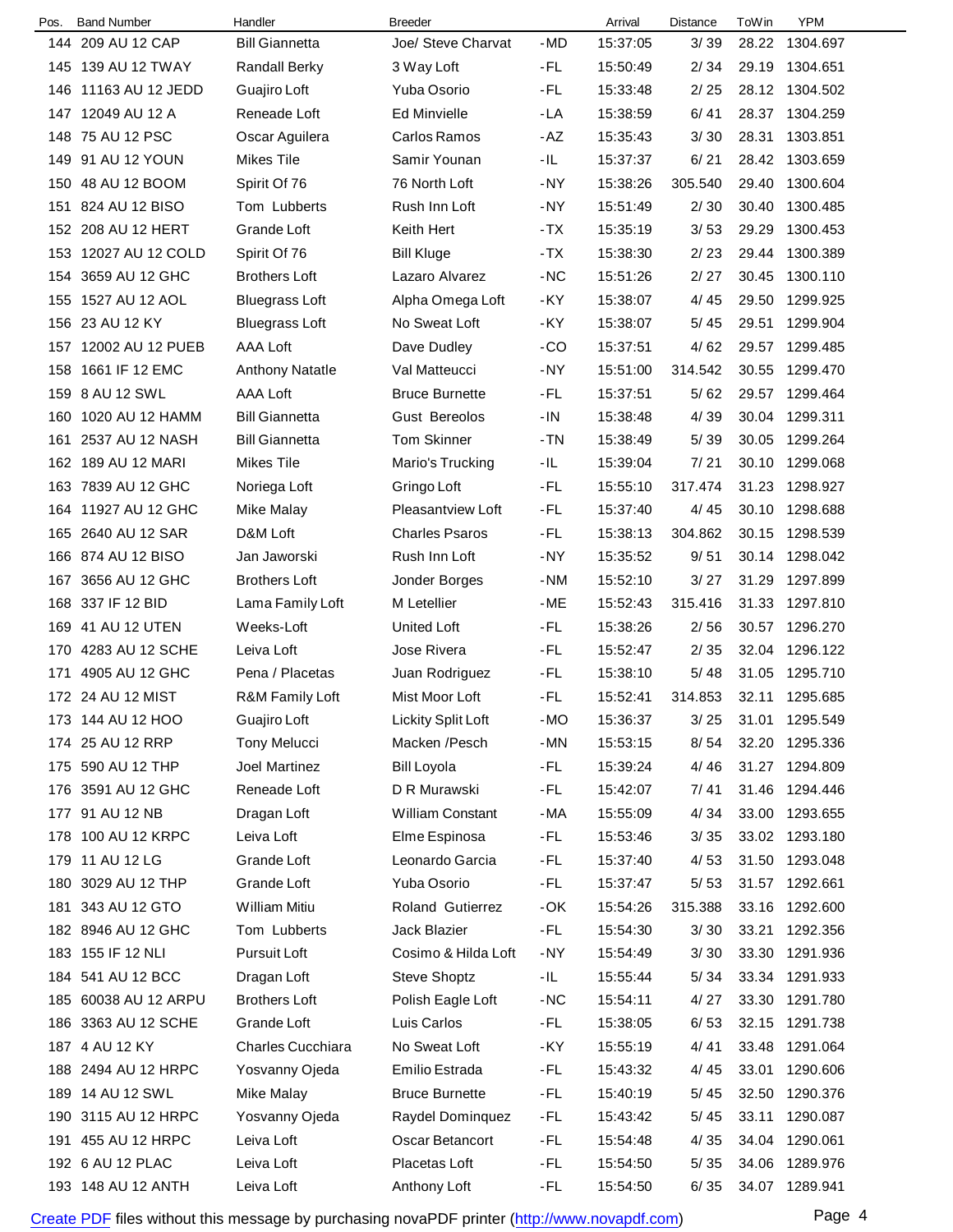| Pos. | Band Number | Handler | Breeder | | Arrival | Distance | ToWin | YPM |
|---|---|---|---|---|---|---|---|---|
| 144 | 209 AU 12 CAP | Bill Giannetta | Joe/ Steve Charvat | -MD | 15:37:05 | 3/ 39 | 28.22 | 1304.697 |
| 145 | 139 AU 12 TWAY | Randall Berky | 3 Way Loft | -FL | 15:50:49 | 2/ 34 | 29.19 | 1304.651 |
| 146 | 11163 AU 12 JEDD | Guajiro Loft | Yuba Osorio | -FL | 15:33:48 | 2/ 25 | 28.12 | 1304.502 |
| 147 | 12049 AU 12 A | Reneade Loft | Ed Minvielle | -LA | 15:38:59 | 6/ 41 | 28.37 | 1304.259 |
| 148 | 75 AU 12 PSC | Oscar Aguilera | Carlos Ramos | -AZ | 15:35:43 | 3/ 30 | 28.31 | 1303.851 |
| 149 | 91 AU 12 YOUN | Mikes Tile | Samir Younan | -IL | 15:37:37 | 6/ 21 | 28.42 | 1303.659 |
| 150 | 48 AU 12 BOOM | Spirit Of 76 | 76 North Loft | -NY | 15:38:26 | 305.540 | 29.40 | 1300.604 |
| 151 | 824 AU 12 BISO | Tom Lubberts | Rush Inn Loft | -NY | 15:51:49 | 2/ 30 | 30.40 | 1300.485 |
| 152 | 208 AU 12 HERT | Grande Loft | Keith Hert | -TX | 15:35:19 | 3/ 53 | 29.29 | 1300.453 |
| 153 | 12027 AU 12 COLD | Spirit Of 76 | Bill Kluge | -TX | 15:38:30 | 2/ 23 | 29.44 | 1300.389 |
| 154 | 3659 AU 12 GHC | Brothers Loft | Lazaro Alvarez | -NC | 15:51:26 | 2/ 27 | 30.45 | 1300.110 |
| 155 | 1527 AU 12 AOL | Bluegrass Loft | Alpha Omega Loft | -KY | 15:38:07 | 4/ 45 | 29.50 | 1299.925 |
| 156 | 23 AU 12 KY | Bluegrass Loft | No Sweat Loft | -KY | 15:38:07 | 5/ 45 | 29.51 | 1299.904 |
| 157 | 12002 AU 12 PUEB | AAA Loft | Dave Dudley | -CO | 15:37:51 | 4/ 62 | 29.57 | 1299.485 |
| 158 | 1661 IF 12 EMC | Anthony Natatle | Val Matteucci | -NY | 15:51:00 | 314.542 | 30.55 | 1299.470 |
| 159 | 8 AU 12 SWL | AAA Loft | Bruce Burnette | -FL | 15:37:51 | 5/ 62 | 29.57 | 1299.464 |
| 160 | 1020 AU 12 HAMM | Bill Giannetta | Gust Bereolos | -IN | 15:38:48 | 4/ 39 | 30.04 | 1299.311 |
| 161 | 2537 AU 12 NASH | Bill Giannetta | Tom Skinner | -TN | 15:38:49 | 5/ 39 | 30.05 | 1299.264 |
| 162 | 189 AU 12 MARI | Mikes Tile | Mario's Trucking | -IL | 15:39:04 | 7/ 21 | 30.10 | 1299.068 |
| 163 | 7839 AU 12 GHC | Noriega Loft | Gringo Loft | -FL | 15:55:10 | 317.474 | 31.23 | 1298.927 |
| 164 | 11927 AU 12 GHC | Mike Malay | Pleasantview Loft | -FL | 15:37:40 | 4/ 45 | 30.10 | 1298.688 |
| 165 | 2640 AU 12 SAR | D&M Loft | Charles Psaros | -FL | 15:38:13 | 304.862 | 30.15 | 1298.539 |
| 166 | 874 AU 12 BISO | Jan Jaworski | Rush Inn Loft | -NY | 15:35:52 | 9/ 51 | 30.14 | 1298.042 |
| 167 | 3656 AU 12 GHC | Brothers Loft | Jonder Borges | -NM | 15:52:10 | 3/ 27 | 31.29 | 1297.899 |
| 168 | 337 IF 12 BID | Lama Family Loft | M Letellier | -ME | 15:52:43 | 315.416 | 31.33 | 1297.810 |
| 169 | 41 AU 12 UTEN | Weeks-Loft | United Loft | -FL | 15:38:26 | 2/ 56 | 30.57 | 1296.270 |
| 170 | 4283 AU 12 SCHE | Leiva Loft | Jose Rivera | -FL | 15:52:47 | 2/ 35 | 32.04 | 1296.122 |
| 171 | 4905 AU 12 GHC | Pena / Placetas | Juan Rodriguez | -FL | 15:38:10 | 5/ 48 | 31.05 | 1295.710 |
| 172 | 24 AU 12 MIST | R&M Family Loft | Mist Moor Loft | -FL | 15:52:41 | 314.853 | 32.11 | 1295.685 |
| 173 | 144 AU 12 HOO | Guajiro Loft | Lickity Split Loft | -MO | 15:36:37 | 3/ 25 | 31.01 | 1295.549 |
| 174 | 25 AU 12 RRP | Tony Melucci | Macken /Pesch | -MN | 15:53:15 | 8/ 54 | 32.20 | 1295.336 |
| 175 | 590 AU 12 THP | Joel Martinez | Bill Loyola | -FL | 15:39:24 | 4/ 46 | 31.27 | 1294.809 |
| 176 | 3591 AU 12 GHC | Reneade Loft | D R Murawski | -FL | 15:42:07 | 7/ 41 | 31.46 | 1294.446 |
| 177 | 91 AU 12 NB | Dragan Loft | William Constant | -MA | 15:55:09 | 4/ 34 | 33.00 | 1293.655 |
| 178 | 100 AU 12 KRPC | Leiva Loft | Elme Espinosa | -FL | 15:53:46 | 3/ 35 | 33.02 | 1293.180 |
| 179 | 11 AU 12 LG | Grande Loft | Leonardo Garcia | -FL | 15:37:40 | 4/ 53 | 31.50 | 1293.048 |
| 180 | 3029 AU 12 THP | Grande Loft | Yuba Osorio | -FL | 15:37:47 | 5/ 53 | 31.57 | 1292.661 |
| 181 | 343 AU 12 GTO | William Mitiu | Roland Gutierrez | -OK | 15:54:26 | 315.388 | 33.16 | 1292.600 |
| 182 | 8946 AU 12 GHC | Tom Lubberts | Jack Blazier | -FL | 15:54:30 | 3/ 30 | 33.21 | 1292.356 |
| 183 | 155 IF 12 NLI | Pursuit Loft | Cosimo & Hilda Loft | -NY | 15:54:49 | 3/ 30 | 33.30 | 1291.936 |
| 184 | 541 AU 12 BCC | Dragan Loft | Steve Shoptz | -IL | 15:55:44 | 5/ 34 | 33.34 | 1291.933 |
| 185 | 60038 AU 12 ARPU | Brothers Loft | Polish Eagle Loft | -NC | 15:54:11 | 4/ 27 | 33.30 | 1291.780 |
| 186 | 3363 AU 12 SCHE | Grande Loft | Luis Carlos | -FL | 15:38:05 | 6/ 53 | 32.15 | 1291.738 |
| 187 | 4 AU 12 KY | Charles Cucchiara | No Sweat Loft | -KY | 15:55:19 | 4/ 41 | 33.48 | 1291.064 |
| 188 | 2494 AU 12 HRPC | Yosvanny Ojeda | Emilio Estrada | -FL | 15:43:32 | 4/ 45 | 33.01 | 1290.606 |
| 189 | 14 AU 12 SWL | Mike Malay | Bruce Burnette | -FL | 15:40:19 | 5/ 45 | 32.50 | 1290.376 |
| 190 | 3115 AU 12 HRPC | Yosvanny Ojeda | Raydel Dominquez | -FL | 15:43:42 | 5/ 45 | 33.11 | 1290.087 |
| 191 | 455 AU 12 HRPC | Leiva Loft | Oscar Betancort | -FL | 15:54:48 | 4/ 35 | 34.04 | 1290.061 |
| 192 | 6 AU 12 PLAC | Leiva Loft | Placetas Loft | -FL | 15:54:50 | 5/ 35 | 34.06 | 1289.976 |
| 193 | 148 AU 12 ANTH | Leiva Loft | Anthony Loft | -FL | 15:54:50 | 6/ 35 | 34.07 | 1289.941 |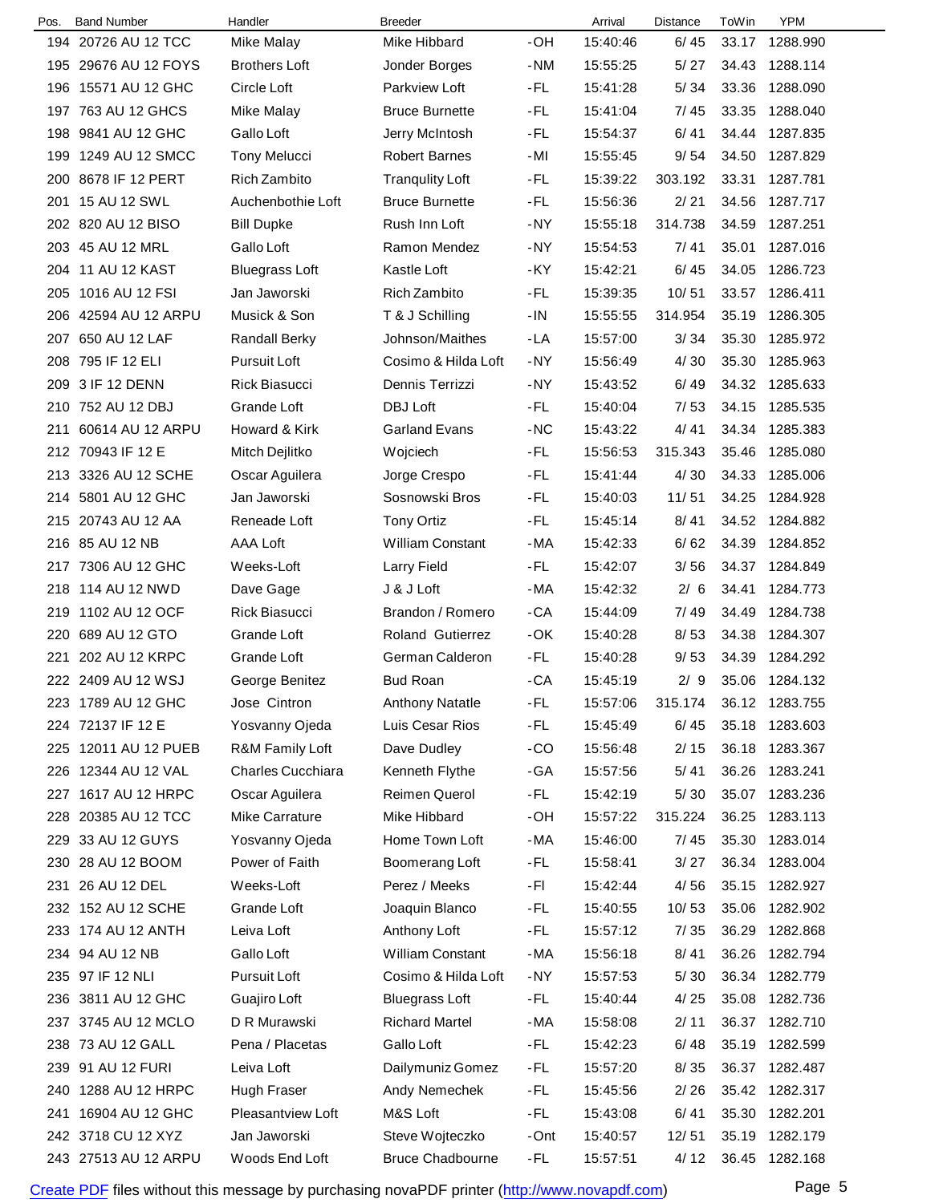| Pos. | Band Number | Handler | Breeder | | Arrival | Distance | ToWin | YPM |
|---|---|---|---|---|---|---|---|---|
| 194 | 20726 AU 12 TCC | Mike Malay | Mike Hibbard | -OH | 15:40:46 | 6/ 45 | 33.17 | 1288.990 |
| 195 | 29676 AU 12 FOYS | Brothers Loft | Jonder Borges | -NM | 15:55:25 | 5/ 27 | 34.43 | 1288.114 |
| 196 | 15571 AU 12 GHC | Circle Loft | Parkview Loft | -FL | 15:41:28 | 5/ 34 | 33.36 | 1288.090 |
| 197 | 763 AU 12 GHCS | Mike Malay | Bruce Burnette | -FL | 15:41:04 | 7/ 45 | 33.35 | 1288.040 |
| 198 | 9841 AU 12 GHC | Gallo Loft | Jerry McIntosh | -FL | 15:54:37 | 6/ 41 | 34.44 | 1287.835 |
| 199 | 1249 AU 12 SMCC | Tony Melucci | Robert Barnes | -MI | 15:55:45 | 9/ 54 | 34.50 | 1287.829 |
| 200 | 8678 IF 12 PERT | Rich Zambito | Tranqulity Loft | -FL | 15:39:22 | 303.192 | 33.31 | 1287.781 |
| 201 | 15 AU 12 SWL | Auchenbothie Loft | Bruce Burnette | -FL | 15:56:36 | 2/ 21 | 34.56 | 1287.717 |
| 202 | 820 AU 12 BISO | Bill Dupke | Rush Inn Loft | -NY | 15:55:18 | 314.738 | 34.59 | 1287.251 |
| 203 | 45 AU 12 MRL | Gallo Loft | Ramon Mendez | -NY | 15:54:53 | 7/ 41 | 35.01 | 1287.016 |
| 204 | 11 AU 12 KAST | Bluegrass Loft | Kastle Loft | -KY | 15:42:21 | 6/ 45 | 34.05 | 1286.723 |
| 205 | 1016 AU 12 FSI | Jan Jaworski | Rich Zambito | -FL | 15:39:35 | 10/ 51 | 33.57 | 1286.411 |
| 206 | 42594 AU 12 ARPU | Musick & Son | T & J Schilling | -IN | 15:55:55 | 314.954 | 35.19 | 1286.305 |
| 207 | 650 AU 12 LAF | Randall Berky | Johnson/Maithes | -LA | 15:57:00 | 3/ 34 | 35.30 | 1285.972 |
| 208 | 795 IF 12 ELI | Pursuit Loft | Cosimo & Hilda Loft | -NY | 15:56:49 | 4/ 30 | 35.30 | 1285.963 |
| 209 | 3 IF 12 DENN | Rick Biasucci | Dennis Terrizzi | -NY | 15:43:52 | 6/ 49 | 34.32 | 1285.633 |
| 210 | 752 AU 12 DBJ | Grande Loft | DBJ Loft | -FL | 15:40:04 | 7/ 53 | 34.15 | 1285.535 |
| 211 | 60614 AU 12 ARPU | Howard & Kirk | Garland Evans | -NC | 15:43:22 | 4/ 41 | 34.34 | 1285.383 |
| 212 | 70943 IF 12 E | Mitch Dejlitko | Wojciech | -FL | 15:56:53 | 315.343 | 35.46 | 1285.080 |
| 213 | 3326 AU 12 SCHE | Oscar Aguilera | Jorge Crespo | -FL | 15:41:44 | 4/ 30 | 34.33 | 1285.006 |
| 214 | 5801 AU 12 GHC | Jan Jaworski | Sosnowski Bros | -FL | 15:40:03 | 11/ 51 | 34.25 | 1284.928 |
| 215 | 20743 AU 12 AA | Reneade Loft | Tony Ortiz | -FL | 15:45:14 | 8/ 41 | 34.52 | 1284.882 |
| 216 | 85 AU 12 NB | AAA Loft | William Constant | -MA | 15:42:33 | 6/ 62 | 34.39 | 1284.852 |
| 217 | 7306 AU 12 GHC | Weeks-Loft | Larry Field | -FL | 15:42:07 | 3/ 56 | 34.37 | 1284.849 |
| 218 | 114 AU 12 NWD | Dave Gage | J & J Loft | -MA | 15:42:32 | 2/ 6 | 34.41 | 1284.773 |
| 219 | 1102 AU 12 OCF | Rick Biasucci | Brandon / Romero | -CA | 15:44:09 | 7/ 49 | 34.49 | 1284.738 |
| 220 | 689 AU 12 GTO | Grande Loft | Roland Gutierrez | -OK | 15:40:28 | 8/ 53 | 34.38 | 1284.307 |
| 221 | 202 AU 12 KRPC | Grande Loft | German Calderon | -FL | 15:40:28 | 9/ 53 | 34.39 | 1284.292 |
| 222 | 2409 AU 12 WSJ | George Benitez | Bud Roan | -CA | 15:45:19 | 2/ 9 | 35.06 | 1284.132 |
| 223 | 1789 AU 12 GHC | Jose Cintron | Anthony Natatle | -FL | 15:57:06 | 315.174 | 36.12 | 1283.755 |
| 224 | 72137 IF 12 E | Yosvanny Ojeda | Luis Cesar Rios | -FL | 15:45:49 | 6/ 45 | 35.18 | 1283.603 |
| 225 | 12011 AU 12 PUEB | R&M Family Loft | Dave Dudley | -CO | 15:56:48 | 2/ 15 | 36.18 | 1283.367 |
| 226 | 12344 AU 12 VAL | Charles Cucchiara | Kenneth Flythe | -GA | 15:57:56 | 5/ 41 | 36.26 | 1283.241 |
| 227 | 1617 AU 12 HRPC | Oscar Aguilera | Reimen Querol | -FL | 15:42:19 | 5/ 30 | 35.07 | 1283.236 |
| 228 | 20385 AU 12 TCC | Mike Carrature | Mike Hibbard | -OH | 15:57:22 | 315.224 | 36.25 | 1283.113 |
| 229 | 33 AU 12 GUYS | Yosvanny Ojeda | Home Town Loft | -MA | 15:46:00 | 7/ 45 | 35.30 | 1283.014 |
| 230 | 28 AU 12 BOOM | Power of Faith | Boomerang Loft | -FL | 15:58:41 | 3/ 27 | 36.34 | 1283.004 |
| 231 | 26 AU 12 DEL | Weeks-Loft | Perez / Meeks | -Fl | 15:42:44 | 4/ 56 | 35.15 | 1282.927 |
| 232 | 152 AU 12 SCHE | Grande Loft | Joaquin Blanco | -FL | 15:40:55 | 10/ 53 | 35.06 | 1282.902 |
| 233 | 174 AU 12 ANTH | Leiva Loft | Anthony Loft | -FL | 15:57:12 | 7/ 35 | 36.29 | 1282.868 |
| 234 | 94 AU 12 NB | Gallo Loft | William Constant | -MA | 15:56:18 | 8/ 41 | 36.26 | 1282.794 |
| 235 | 97 IF 12 NLI | Pursuit Loft | Cosimo & Hilda Loft | -NY | 15:57:53 | 5/ 30 | 36.34 | 1282.779 |
| 236 | 3811 AU 12 GHC | Guajiro Loft | Bluegrass Loft | -FL | 15:40:44 | 4/ 25 | 35.08 | 1282.736 |
| 237 | 3745 AU 12 MCLO | D R Murawski | Richard Martel | -MA | 15:58:08 | 2/ 11 | 36.37 | 1282.710 |
| 238 | 73 AU 12 GALL | Pena / Placetas | Gallo Loft | -FL | 15:42:23 | 6/ 48 | 35.19 | 1282.599 |
| 239 | 91 AU 12 FURI | Leiva Loft | Dailymuniz Gomez | -FL | 15:57:20 | 8/ 35 | 36.37 | 1282.487 |
| 240 | 1288 AU 12 HRPC | Hugh Fraser | Andy Nemechek | -FL | 15:45:56 | 2/ 26 | 35.42 | 1282.317 |
| 241 | 16904 AU 12 GHC | Pleasantview Loft | M&S Loft | -FL | 15:43:08 | 6/ 41 | 35.30 | 1282.201 |
| 242 | 3718 CU 12 XYZ | Jan Jaworski | Steve Wojteczko | -Ont | 15:40:57 | 12/ 51 | 35.19 | 1282.179 |
| 243 | 27513 AU 12 ARPU | Woods End Loft | Bruce Chadbourne | -FL | 15:57:51 | 4/ 12 | 36.45 | 1282.168 |

Create PDF files without this message by purchasing novaPDF printer (http://www.novapdf.com)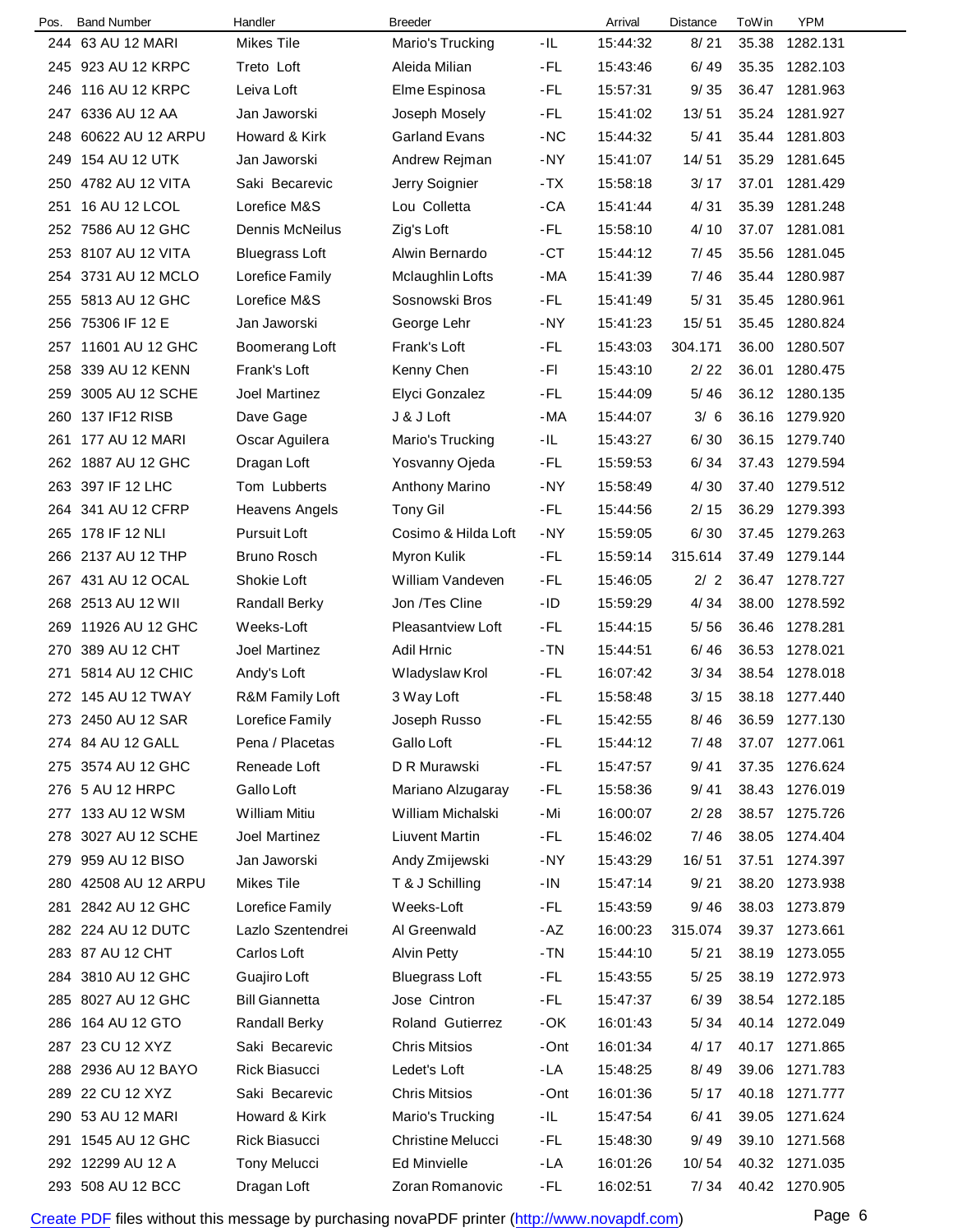| Pos. | Band Number | Handler | Breeder | | Arrival | Distance | ToWin | YPM |
|---|---|---|---|---|---|---|---|---|
| 244 | 63 AU 12 MARI | Mikes Tile | Mario's Trucking | -IL | 15:44:32 | 8/ 21 | 35.38 | 1282.131 |
| 245 | 923 AU 12 KRPC | Treto Loft | Aleida Milian | -FL | 15:43:46 | 6/ 49 | 35.35 | 1282.103 |
| 246 | 116 AU 12 KRPC | Leiva Loft | Elme Espinosa | -FL | 15:57:31 | 9/ 35 | 36.47 | 1281.963 |
| 247 | 6336 AU 12 AA | Jan Jaworski | Joseph Mosely | -FL | 15:41:02 | 13/ 51 | 35.24 | 1281.927 |
| 248 | 60622 AU 12 ARPU | Howard & Kirk | Garland Evans | -NC | 15:44:32 | 5/ 41 | 35.44 | 1281.803 |
| 249 | 154 AU 12 UTK | Jan Jaworski | Andrew Rejman | -NY | 15:41:07 | 14/ 51 | 35.29 | 1281.645 |
| 250 | 4782 AU 12 VITA | Saki Becarevic | Jerry Soignier | -TX | 15:58:18 | 3/ 17 | 37.01 | 1281.429 |
| 251 | 16 AU 12 LCOL | Lorefice M&S | Lou Colletta | -CA | 15:41:44 | 4/ 31 | 35.39 | 1281.248 |
| 252 | 7586 AU 12 GHC | Dennis McNeilus | Zig's Loft | -FL | 15:58:10 | 4/ 10 | 37.07 | 1281.081 |
| 253 | 8107 AU 12 VITA | Bluegrass Loft | Alwin Bernardo | -CT | 15:44:12 | 7/ 45 | 35.56 | 1281.045 |
| 254 | 3731 AU 12 MCLO | Lorefice Family | Mclaughlin Lofts | -MA | 15:41:39 | 7/ 46 | 35.44 | 1280.987 |
| 255 | 5813 AU 12 GHC | Lorefice M&S | Sosnowski Bros | -FL | 15:41:49 | 5/ 31 | 35.45 | 1280.961 |
| 256 | 75306 IF 12 E | Jan Jaworski | George Lehr | -NY | 15:41:23 | 15/ 51 | 35.45 | 1280.824 |
| 257 | 11601 AU 12 GHC | Boomerang Loft | Frank's Loft | -FL | 15:43:03 | 304.171 | 36.00 | 1280.507 |
| 258 | 339 AU 12 KENN | Frank's Loft | Kenny Chen | -Fl | 15:43:10 | 2/ 22 | 36.01 | 1280.475 |
| 259 | 3005 AU 12 SCHE | Joel Martinez | Elyci Gonzalez | -FL | 15:44:09 | 5/ 46 | 36.12 | 1280.135 |
| 260 | 137 IF12 RISB | Dave Gage | J & J Loft | -MA | 15:44:07 | 3/ 6 | 36.16 | 1279.920 |
| 261 | 177 AU 12 MARI | Oscar Aguilera | Mario's Trucking | -IL | 15:43:27 | 6/ 30 | 36.15 | 1279.740 |
| 262 | 1887 AU 12 GHC | Dragan Loft | Yosvanny Ojeda | -FL | 15:59:53 | 6/ 34 | 37.43 | 1279.594 |
| 263 | 397 IF 12 LHC | Tom Lubberts | Anthony Marino | -NY | 15:58:49 | 4/ 30 | 37.40 | 1279.512 |
| 264 | 341 AU 12 CFRP | Heavens Angels | Tony Gil | -FL | 15:44:56 | 2/ 15 | 36.29 | 1279.393 |
| 265 | 178 IF 12 NLI | Pursuit Loft | Cosimo & Hilda Loft | -NY | 15:59:05 | 6/ 30 | 37.45 | 1279.263 |
| 266 | 2137 AU 12 THP | Bruno Rosch | Myron Kulik | -FL | 15:59:14 | 315.614 | 37.49 | 1279.144 |
| 267 | 431 AU 12 OCAL | Shokie Loft | William Vandeven | -FL | 15:46:05 | 2/ 2 | 36.47 | 1278.727 |
| 268 | 2513 AU 12 WII | Randall Berky | Jon /Tes Cline | -ID | 15:59:29 | 4/ 34 | 38.00 | 1278.592 |
| 269 | 11926 AU 12 GHC | Weeks-Loft | Pleasantview Loft | -FL | 15:44:15 | 5/ 56 | 36.46 | 1278.281 |
| 270 | 389 AU 12 CHT | Joel Martinez | Adil Hrnic | -TN | 15:44:51 | 6/ 46 | 36.53 | 1278.021 |
| 271 | 5814 AU 12 CHIC | Andy's Loft | Wladyslaw Krol | -FL | 16:07:42 | 3/ 34 | 38.54 | 1278.018 |
| 272 | 145 AU 12 TWAY | R&M Family Loft | 3 Way Loft | -FL | 15:58:48 | 3/ 15 | 38.18 | 1277.440 |
| 273 | 2450 AU 12 SAR | Lorefice Family | Joseph Russo | -FL | 15:42:55 | 8/ 46 | 36.59 | 1277.130 |
| 274 | 84 AU 12 GALL | Pena / Placetas | Gallo Loft | -FL | 15:44:12 | 7/ 48 | 37.07 | 1277.061 |
| 275 | 3574 AU 12 GHC | Reneade Loft | D R Murawski | -FL | 15:47:57 | 9/ 41 | 37.35 | 1276.624 |
| 276 | 5 AU 12 HRPC | Gallo Loft | Mariano Alzugaray | -FL | 15:58:36 | 9/ 41 | 38.43 | 1276.019 |
| 277 | 133 AU 12 WSM | William Mitiu | William Michalski | -Mi | 16:00:07 | 2/ 28 | 38.57 | 1275.726 |
| 278 | 3027 AU 12 SCHE | Joel Martinez | Liuvent Martin | -FL | 15:46:02 | 7/ 46 | 38.05 | 1274.404 |
| 279 | 959 AU 12 BISO | Jan Jaworski | Andy Zmijewski | -NY | 15:43:29 | 16/ 51 | 37.51 | 1274.397 |
| 280 | 42508 AU 12 ARPU | Mikes Tile | T & J Schilling | -IN | 15:47:14 | 9/ 21 | 38.20 | 1273.938 |
| 281 | 2842 AU 12 GHC | Lorefice Family | Weeks-Loft | -FL | 15:43:59 | 9/ 46 | 38.03 | 1273.879 |
| 282 | 224 AU 12 DUTC | Lazlo Szententdrei | Al Greenwald | -AZ | 16:00:23 | 315.074 | 39.37 | 1273.661 |
| 283 | 87 AU 12 CHT | Carlos Loft | Alvin Petty | -TN | 15:44:10 | 5/ 21 | 38.19 | 1273.055 |
| 284 | 3810 AU 12 GHC | Guajiro Loft | Bluegrass Loft | -FL | 15:43:55 | 5/ 25 | 38.19 | 1272.973 |
| 285 | 8027 AU 12 GHC | Bill Giannetta | Jose Cintron | -FL | 15:47:37 | 6/ 39 | 38.54 | 1272.185 |
| 286 | 164 AU 12 GTO | Randall Berky | Roland Gutierrez | -OK | 16:01:43 | 5/ 34 | 40.14 | 1272.049 |
| 287 | 23 CU 12 XYZ | Saki Becarevic | Chris Mitsios | -Ont | 16:01:34 | 4/ 17 | 40.17 | 1271.865 |
| 288 | 2936 AU 12 BAYO | Rick Biasucci | Ledet's Loft | -LA | 15:48:25 | 8/ 49 | 39.06 | 1271.783 |
| 289 | 22 CU 12 XYZ | Saki Becarevic | Chris Mitsios | -Ont | 16:01:36 | 5/ 17 | 40.18 | 1271.777 |
| 290 | 53 AU 12 MARI | Howard & Kirk | Mario's Trucking | -IL | 15:47:54 | 6/ 41 | 39.05 | 1271.624 |
| 291 | 1545 AU 12 GHC | Rick Biasucci | Christine Melucci | -FL | 15:48:30 | 9/ 49 | 39.10 | 1271.568 |
| 292 | 12299 AU 12 A | Tony Melucci | Ed Minvielle | -LA | 16:01:26 | 10/ 54 | 40.32 | 1271.035 |
| 293 | 508 AU 12 BCC | Dragan Loft | Zoran Romanovic | -FL | 16:02:51 | 7/ 34 | 40.42 | 1270.905 |

Create PDF files without this message by purchasing novaPDF printer (http://www.novapdf.com)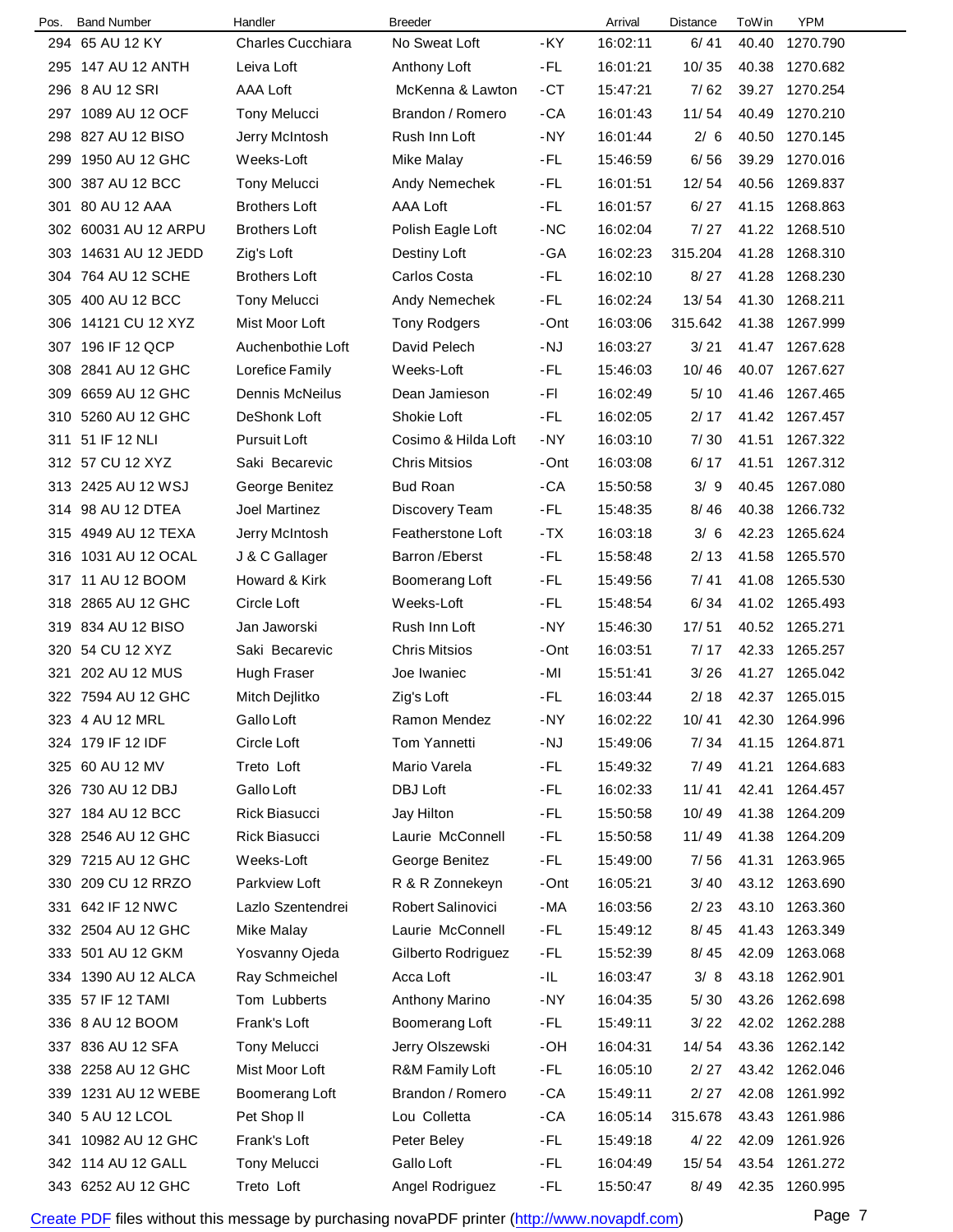| Pos. | Band Number | Handler | Breeder | | Arrival | Distance | ToWin | YPM |
|---|---|---|---|---|---|---|---|---|
| 294 | 65 AU 12 KY | Charles Cucchiara | No Sweat Loft | -KY | 16:02:11 | 6/ 41 | 40.40 | 1270.790 |
| 295 | 147 AU 12 ANTH | Leiva Loft | Anthony Loft | -FL | 16:01:21 | 10/ 35 | 40.38 | 1270.682 |
| 296 | 8 AU 12 SRI | AAA Loft | McKenna & Lawton | -CT | 15:47:21 | 7/ 62 | 39.27 | 1270.254 |
| 297 | 1089 AU 12 OCF | Tony Melucci | Brandon / Romero | -CA | 16:01:43 | 11/ 54 | 40.49 | 1270.210 |
| 298 | 827 AU 12 BISO | Jerry McIntosh | Rush Inn Loft | -NY | 16:01:44 | 2/ 6 | 40.50 | 1270.145 |
| 299 | 1950 AU 12 GHC | Weeks-Loft | Mike Malay | -FL | 15:46:59 | 6/ 56 | 39.29 | 1270.016 |
| 300 | 387 AU 12 BCC | Tony Melucci | Andy Nemechek | -FL | 16:01:51 | 12/ 54 | 40.56 | 1269.837 |
| 301 | 80 AU 12 AAA | Brothers Loft | AAA Loft | -FL | 16:01:57 | 6/ 27 | 41.15 | 1268.863 |
| 302 | 60031 AU 12 ARPU | Brothers Loft | Polish Eagle Loft | -NC | 16:02:04 | 7/ 27 | 41.22 | 1268.510 |
| 303 | 14631 AU 12 JEDD | Zig's Loft | Destiny Loft | -GA | 16:02:23 | 315.204 | 41.28 | 1268.310 |
| 304 | 764 AU 12 SCHE | Brothers Loft | Carlos Costa | -FL | 16:02:10 | 8/ 27 | 41.28 | 1268.230 |
| 305 | 400 AU 12 BCC | Tony Melucci | Andy Nemechek | -FL | 16:02:24 | 13/ 54 | 41.30 | 1268.211 |
| 306 | 14121 CU 12 XYZ | Mist Moor Loft | Tony Rodgers | -Ont | 16:03:06 | 315.642 | 41.38 | 1267.999 |
| 307 | 196 IF 12 QCP | Auchenbothie Loft | David Pelech | -NJ | 16:03:27 | 3/ 21 | 41.47 | 1267.628 |
| 308 | 2841 AU 12 GHC | Lorefice Family | Weeks-Loft | -FL | 15:46:03 | 10/ 46 | 40.07 | 1267.627 |
| 309 | 6659 AU 12 GHC | Dennis McNeilus | Dean Jamieson | -Fl | 16:02:49 | 5/ 10 | 41.46 | 1267.465 |
| 310 | 5260 AU 12 GHC | DeShonk Loft | Shokie Loft | -FL | 16:02:05 | 2/ 17 | 41.42 | 1267.457 |
| 311 | 51 IF 12 NLI | Pursuit Loft | Cosimo & Hilda Loft | -NY | 16:03:10 | 7/ 30 | 41.51 | 1267.322 |
| 312 | 57 CU 12 XYZ | Saki Becarevic | Chris Mitsios | -Ont | 16:03:08 | 6/ 17 | 41.51 | 1267.312 |
| 313 | 2425 AU 12 WSJ | George Benitez | Bud Roan | -CA | 15:50:58 | 3/ 9 | 40.45 | 1267.080 |
| 314 | 98 AU 12 DTEA | Joel Martinez | Discovery Team | -FL | 15:48:35 | 8/ 46 | 40.38 | 1266.732 |
| 315 | 4949 AU 12 TEXA | Jerry McIntosh | Featherstone Loft | -TX | 16:03:18 | 3/ 6 | 42.23 | 1265.624 |
| 316 | 1031 AU 12 OCAL | J & C Gallager | Barron /Eberst | -FL | 15:58:48 | 2/ 13 | 41.58 | 1265.570 |
| 317 | 11 AU 12 BOOM | Howard & Kirk | Boomerang Loft | -FL | 15:49:56 | 7/ 41 | 41.08 | 1265.530 |
| 318 | 2865 AU 12 GHC | Circle Loft | Weeks-Loft | -FL | 15:48:54 | 6/ 34 | 41.02 | 1265.493 |
| 319 | 834 AU 12 BISO | Jan Jaworski | Rush Inn Loft | -NY | 15:46:30 | 17/ 51 | 40.52 | 1265.271 |
| 320 | 54 CU 12 XYZ | Saki Becarevic | Chris Mitsios | -Ont | 16:03:51 | 7/ 17 | 42.33 | 1265.257 |
| 321 | 202 AU 12 MUS | Hugh Fraser | Joe Iwaniec | -MI | 15:51:41 | 3/ 26 | 41.27 | 1265.042 |
| 322 | 7594 AU 12 GHC | Mitch Dejlitko | Zig's Loft | -FL | 16:03:44 | 2/ 18 | 42.37 | 1265.015 |
| 323 | 4 AU 12 MRL | Gallo Loft | Ramon Mendez | -NY | 16:02:22 | 10/ 41 | 42.30 | 1264.996 |
| 324 | 179 IF 12 IDF | Circle Loft | Tom Yannetti | -NJ | 15:49:06 | 7/ 34 | 41.15 | 1264.871 |
| 325 | 60 AU 12 MV | Treto Loft | Mario Varela | -FL | 15:49:32 | 7/ 49 | 41.21 | 1264.683 |
| 326 | 730 AU 12 DBJ | Gallo Loft | DBJ Loft | -FL | 16:02:33 | 11/ 41 | 42.41 | 1264.457 |
| 327 | 184 AU 12 BCC | Rick Biasucci | Jay Hilton | -FL | 15:50:58 | 10/ 49 | 41.38 | 1264.209 |
| 328 | 2546 AU 12 GHC | Rick Biasucci | Laurie McConnell | -FL | 15:50:58 | 11/ 49 | 41.38 | 1264.209 |
| 329 | 7215 AU 12 GHC | Weeks-Loft | George Benitez | -FL | 15:49:00 | 7/ 56 | 41.31 | 1263.965 |
| 330 | 209 CU 12 RRZO | Parkview Loft | R & R Zonnekeyn | -Ont | 16:05:21 | 3/ 40 | 43.12 | 1263.690 |
| 331 | 642 IF 12 NWC | Lazlo Szententdrei | Robert Salinovici | -MA | 16:03:56 | 2/ 23 | 43.10 | 1263.360 |
| 332 | 2504 AU 12 GHC | Mike Malay | Laurie McConnell | -FL | 15:49:12 | 8/ 45 | 41.43 | 1263.349 |
| 333 | 501 AU 12 GKM | Yosvanny Ojeda | Gilberto Rodriguez | -FL | 15:52:39 | 8/ 45 | 42.09 | 1263.068 |
| 334 | 1390 AU 12 ALCA | Ray Schmeichel | Acca Loft | -IL | 16:03:47 | 3/ 8 | 43.18 | 1262.901 |
| 335 | 57 IF 12 TAMI | Tom Lubberts | Anthony Marino | -NY | 16:04:35 | 5/ 30 | 43.26 | 1262.698 |
| 336 | 8 AU 12 BOOM | Frank's Loft | Boomerang Loft | -FL | 15:49:11 | 3/ 22 | 42.02 | 1262.288 |
| 337 | 836 AU 12 SFA | Tony Melucci | Jerry Olszewski | -OH | 16:04:31 | 14/ 54 | 43.36 | 1262.142 |
| 338 | 2258 AU 12 GHC | Mist Moor Loft | R&M Family Loft | -FL | 16:05:10 | 2/ 27 | 43.42 | 1262.046 |
| 339 | 1231 AU 12 WEBE | Boomerang Loft | Brandon / Romero | -CA | 15:49:11 | 2/ 27 | 42.08 | 1261.992 |
| 340 | 5 AU 12 LCOL | Pet Shop II | Lou Colletta | -CA | 16:05:14 | 315.678 | 43.43 | 1261.986 |
| 341 | 10982 AU 12 GHC | Frank's Loft | Peter Beley | -FL | 15:49:18 | 4/ 22 | 42.09 | 1261.926 |
| 342 | 114 AU 12 GALL | Tony Melucci | Gallo Loft | -FL | 16:04:49 | 15/ 54 | 43.54 | 1261.272 |
| 343 | 6252 AU 12 GHC | Treto Loft | Angel Rodriguez | -FL | 15:50:47 | 8/ 49 | 42.35 | 1260.995 |

Create PDF files without this message by purchasing novaPDF printer (http://www.novapdf.com)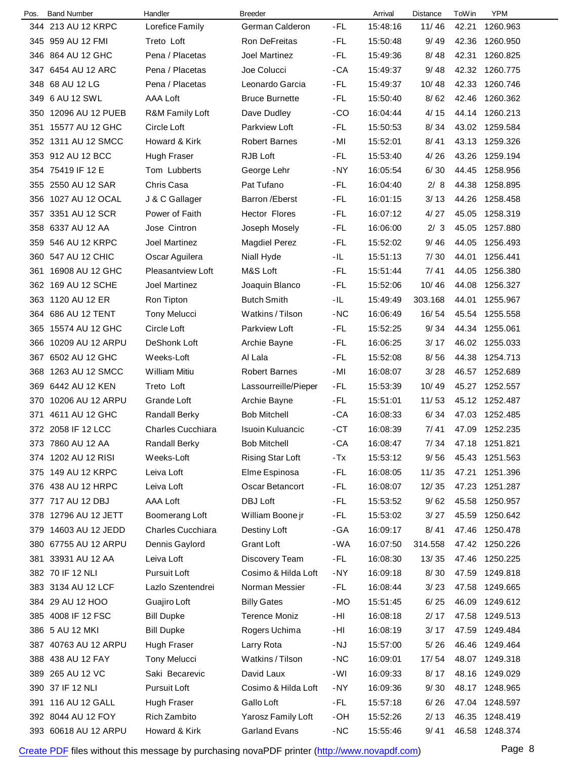| Pos. | Band Number | Handler | Breeder | | Arrival | Distance | ToWin | YPM |
|---|---|---|---|---|---|---|---|---|
| 344 | 213 AU 12 KRPC | Lorefice Family | German Calderon | -FL | 15:48:16 | 11/ 46 | 42.21 | 1260.963 |
| 345 | 959 AU 12 FMI | Treto Loft | Ron DeFreitas | -FL | 15:50:48 | 9/ 49 | 42.36 | 1260.950 |
| 346 | 864 AU 12 GHC | Pena / Placetas | Joel Martinez | -FL | 15:49:36 | 8/ 48 | 42.31 | 1260.825 |
| 347 | 6454 AU 12 ARC | Pena / Placetas | Joe Colucci | -CA | 15:49:37 | 9/ 48 | 42.32 | 1260.775 |
| 348 | 68 AU 12 LG | Pena / Placetas | Leonardo Garcia | -FL | 15:49:37 | 10/ 48 | 42.33 | 1260.746 |
| 349 | 6 AU 12 SWL | AAA Loft | Bruce Burnette | -FL | 15:50:40 | 8/ 62 | 42.46 | 1260.362 |
| 350 | 12096 AU 12 PUEB | R&M Family Loft | Dave Dudley | -CO | 16:04:44 | 4/ 15 | 44.14 | 1260.213 |
| 351 | 15577 AU 12 GHC | Circle Loft | Parkview Loft | -FL | 15:50:53 | 8/ 34 | 43.02 | 1259.584 |
| 352 | 1311 AU 12 SMCC | Howard & Kirk | Robert Barnes | -MI | 15:52:01 | 8/ 41 | 43.13 | 1259.326 |
| 353 | 912 AU 12 BCC | Hugh Fraser | RJB Loft | -FL | 15:53:40 | 4/ 26 | 43.26 | 1259.194 |
| 354 | 75419 IF 12 E | Tom Lubberts | George Lehr | -NY | 16:05:54 | 6/ 30 | 44.45 | 1258.956 |
| 355 | 2550 AU 12 SAR | Chris Casa | Pat Tufano | -FL | 16:04:40 | 2/ 8 | 44.38 | 1258.895 |
| 356 | 1027 AU 12 OCAL | J & C Gallager | Barron /Eberst | -FL | 16:01:15 | 3/ 13 | 44.26 | 1258.458 |
| 357 | 3351 AU 12 SCR | Power of Faith | Hector Flores | -FL | 16:07:12 | 4/ 27 | 45.05 | 1258.319 |
| 358 | 6337 AU 12 AA | Jose Cintron | Joseph Mosely | -FL | 16:06:00 | 2/ 3 | 45.05 | 1257.880 |
| 359 | 546 AU 12 KRPC | Joel Martinez | Magdiel Perez | -FL | 15:52:02 | 9/ 46 | 44.05 | 1256.493 |
| 360 | 547 AU 12 CHIC | Oscar Aguilera | Niall Hyde | -IL | 15:51:13 | 7/ 30 | 44.01 | 1256.441 |
| 361 | 16908 AU 12 GHC | Pleasantview Loft | M&S Loft | -FL | 15:51:44 | 7/ 41 | 44.05 | 1256.380 |
| 362 | 169 AU 12 SCHE | Joel Martinez | Joaquin Blanco | -FL | 15:52:06 | 10/ 46 | 44.08 | 1256.327 |
| 363 | 1120 AU 12 ER | Ron Tipton | Butch Smith | -IL | 15:49:49 | 303.168 | 44.01 | 1255.967 |
| 364 | 686 AU 12 TENT | Tony Melucci | Watkins / Tilson | -NC | 16:06:49 | 16/ 54 | 45.54 | 1255.558 |
| 365 | 15574 AU 12 GHC | Circle Loft | Parkview Loft | -FL | 15:52:25 | 9/ 34 | 44.34 | 1255.061 |
| 366 | 10209 AU 12 ARPU | DeShonk Loft | Archie Bayne | -FL | 16:06:25 | 3/ 17 | 46.02 | 1255.033 |
| 367 | 6502 AU 12 GHC | Weeks-Loft | Al Lala | -FL | 15:52:08 | 8/ 56 | 44.38 | 1254.713 |
| 368 | 1263 AU 12 SMCC | William Mitiu | Robert Barnes | -MI | 16:08:07 | 3/ 28 | 46.57 | 1252.689 |
| 369 | 6442 AU 12 KEN | Treto Loft | Lassourreille/Pieper | -FL | 15:53:39 | 10/ 49 | 45.27 | 1252.557 |
| 370 | 10206 AU 12 ARPU | Grande Loft | Archie Bayne | -FL | 15:51:01 | 11/ 53 | 45.12 | 1252.487 |
| 371 | 4611 AU 12 GHC | Randall Berky | Bob Mitchell | -CA | 16:08:33 | 6/ 34 | 47.03 | 1252.485 |
| 372 | 2058 IF 12 LCC | Charles Cucchiara | Isuoin Kuluancic | -CT | 16:08:39 | 7/ 41 | 47.09 | 1252.235 |
| 373 | 7860 AU 12 AA | Randall Berky | Bob Mitchell | -CA | 16:08:47 | 7/ 34 | 47.18 | 1251.821 |
| 374 | 1202 AU 12 RISI | Weeks-Loft | Rising Star Loft | -Tx | 15:53:12 | 9/ 56 | 45.43 | 1251.563 |
| 375 | 149 AU 12 KRPC | Leiva Loft | Elme Espinosa | -FL | 16:08:05 | 11/ 35 | 47.21 | 1251.396 |
| 376 | 438 AU 12 HRPC | Leiva Loft | Oscar Betancort | -FL | 16:08:07 | 12/ 35 | 47.23 | 1251.287 |
| 377 | 717 AU 12 DBJ | AAA Loft | DBJ Loft | -FL | 15:53:52 | 9/ 62 | 45.58 | 1250.957 |
| 378 | 12796 AU 12 JETT | Boomerang Loft | William Boone jr | -FL | 15:53:02 | 3/ 27 | 45.59 | 1250.642 |
| 379 | 14603 AU 12 JEDD | Charles Cucchiara | Destiny Loft | -GA | 16:09:17 | 8/ 41 | 47.46 | 1250.478 |
| 380 | 67755 AU 12 ARPU | Dennis Gaylord | Grant Loft | -WA | 16:07:50 | 314.558 | 47.42 | 1250.226 |
| 381 | 33931 AU 12 AA | Leiva Loft | Discovery Team | -FL | 16:08:30 | 13/ 35 | 47.46 | 1250.225 |
| 382 | 70 IF 12 NLI | Pursuit Loft | Cosimo & Hilda Loft | -NY | 16:09:18 | 8/ 30 | 47.59 | 1249.818 |
| 383 | 3134 AU 12 LCF | Lazlo Szentendrei | Norman Messier | -FL | 16:08:44 | 3/ 23 | 47.58 | 1249.665 |
| 384 | 29 AU 12 HOO | Guajiro Loft | Billy Gates | -MO | 15:51:45 | 6/ 25 | 46.09 | 1249.612 |
| 385 | 4008 IF 12 FSC | Bill Dupke | Terence Moniz | -HI | 16:08:18 | 2/ 17 | 47.58 | 1249.513 |
| 386 | 5 AU 12 MKI | Bill Dupke | Rogers Uchima | -HI | 16:08:19 | 3/ 17 | 47.59 | 1249.484 |
| 387 | 40763 AU 12 ARPU | Hugh Fraser | Larry Rota | -NJ | 15:57:00 | 5/ 26 | 46.46 | 1249.464 |
| 388 | 438 AU 12 FAY | Tony Melucci | Watkins / Tilson | -NC | 16:09:01 | 17/ 54 | 48.07 | 1249.318 |
| 389 | 265 AU 12 VC | Saki Becarevic | David Laux | -WI | 16:09:33 | 8/ 17 | 48.16 | 1249.029 |
| 390 | 37 IF 12 NLI | Pursuit Loft | Cosimo & Hilda Loft | -NY | 16:09:36 | 9/ 30 | 48.17 | 1248.965 |
| 391 | 116 AU 12 GALL | Hugh Fraser | Gallo Loft | -FL | 15:57:18 | 6/ 26 | 47.04 | 1248.597 |
| 392 | 8044 AU 12 FOY | Rich Zambito | Yarosz Family Loft | -OH | 15:52:26 | 2/ 13 | 46.35 | 1248.419 |
| 393 | 60618 AU 12 ARPU | Howard & Kirk | Garland Evans | -NC | 15:55:46 | 9/ 41 | 46.58 | 1248.374 |

Create PDF files without this message by purchasing novaPDF printer (http://www.novapdf.com)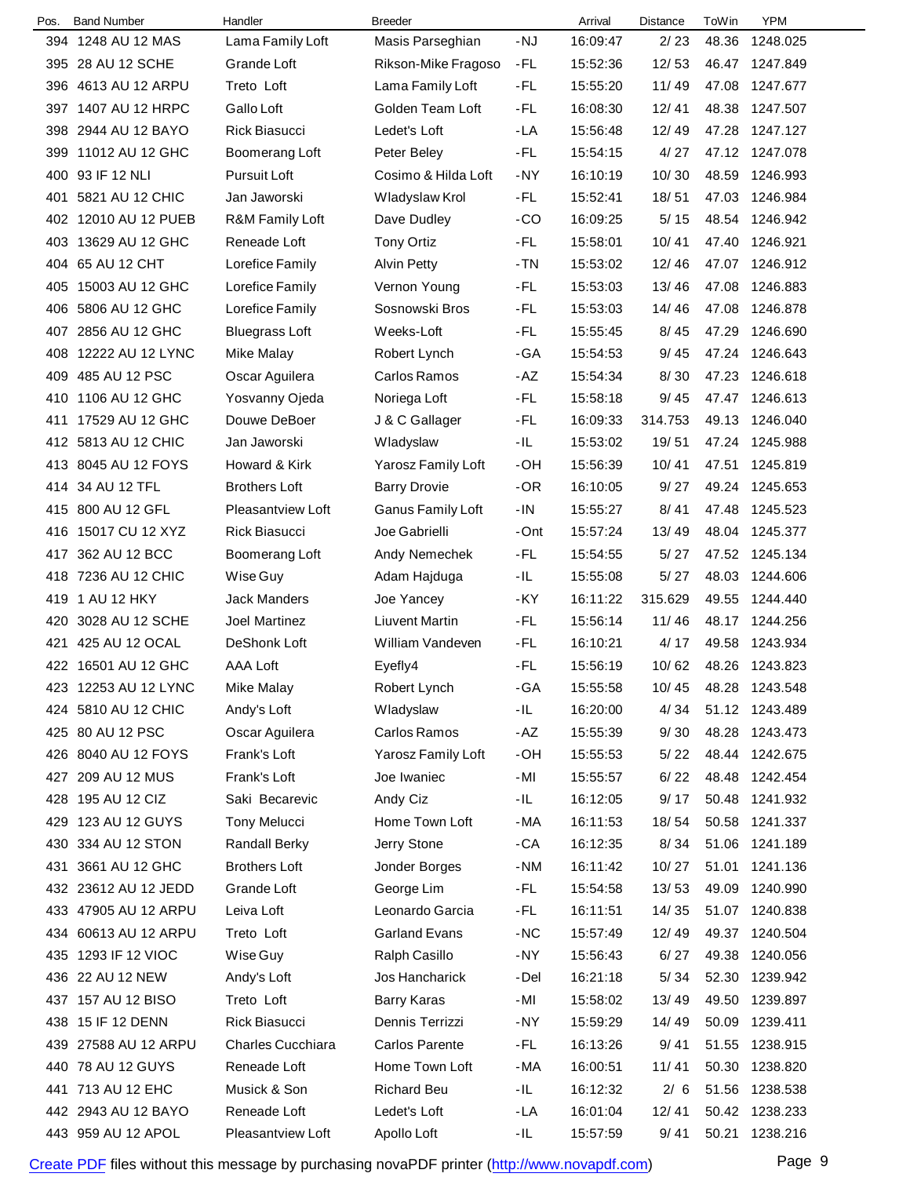| Pos. | Band Number | Handler | Breeder | | Arrival | Distance | ToWin | YPM |
|---|---|---|---|---|---|---|---|---|
| 394 | 1248 AU 12 MAS | Lama Family Loft | Masis Parseghian | -NJ | 16:09:47 | 2/ 23 | 48.36 | 1248.025 |
| 395 | 28 AU 12 SCHE | Grande Loft | Rikson-Mike Fragoso | -FL | 15:52:36 | 12/ 53 | 46.47 | 1247.849 |
| 396 | 4613 AU 12 ARPU | Treto Loft | Lama Family Loft | -FL | 15:55:20 | 11/ 49 | 47.08 | 1247.677 |
| 397 | 1407 AU 12 HRPC | Gallo Loft | Golden Team Loft | -FL | 16:08:30 | 12/ 41 | 48.38 | 1247.507 |
| 398 | 2944 AU 12 BAYO | Rick Biasucci | Ledet's Loft | -LA | 15:56:48 | 12/ 49 | 47.28 | 1247.127 |
| 399 | 11012 AU 12 GHC | Boomerang Loft | Peter Beley | -FL | 15:54:15 | 4/ 27 | 47.12 | 1247.078 |
| 400 | 93 IF 12 NLI | Pursuit Loft | Cosimo & Hilda Loft | -NY | 16:10:19 | 10/ 30 | 48.59 | 1246.993 |
| 401 | 5821 AU 12 CHIC | Jan Jaworski | Wladyslaw Krol | -FL | 15:52:41 | 18/ 51 | 47.03 | 1246.984 |
| 402 | 12010 AU 12 PUEB | R&M Family Loft | Dave Dudley | -CO | 16:09:25 | 5/ 15 | 48.54 | 1246.942 |
| 403 | 13629 AU 12 GHC | Reneade Loft | Tony Ortiz | -FL | 15:58:01 | 10/ 41 | 47.40 | 1246.921 |
| 404 | 65 AU 12 CHT | Lorefice Family | Alvin Petty | -TN | 15:53:02 | 12/ 46 | 47.07 | 1246.912 |
| 405 | 15003 AU 12 GHC | Lorefice Family | Vernon Young | -FL | 15:53:03 | 13/ 46 | 47.08 | 1246.883 |
| 406 | 5806 AU 12 GHC | Lorefice Family | Sosnowski Bros | -FL | 15:53:03 | 14/ 46 | 47.08 | 1246.878 |
| 407 | 2856 AU 12 GHC | Bluegrass Loft | Weeks-Loft | -FL | 15:55:45 | 8/ 45 | 47.29 | 1246.690 |
| 408 | 12222 AU 12 LYNC | Mike Malay | Robert Lynch | -GA | 15:54:53 | 9/ 45 | 47.24 | 1246.643 |
| 409 | 485 AU 12 PSC | Oscar Aguilera | Carlos Ramos | -AZ | 15:54:34 | 8/ 30 | 47.23 | 1246.618 |
| 410 | 1106 AU 12 GHC | Yosvanny Ojeda | Noriega Loft | -FL | 15:58:18 | 9/ 45 | 47.47 | 1246.613 |
| 411 | 17529 AU 12 GHC | Douwe DeBoer | J & C Gallager | -FL | 16:09:33 | 314.753 | 49.13 | 1246.040 |
| 412 | 5813 AU 12 CHIC | Jan Jaworski | Wladyslaw | -IL | 15:53:02 | 19/ 51 | 47.24 | 1245.988 |
| 413 | 8045 AU 12 FOYS | Howard & Kirk | Yarosz Family Loft | -OH | 15:56:39 | 10/ 41 | 47.51 | 1245.819 |
| 414 | 34 AU 12 TFL | Brothers Loft | Barry Drovie | -OR | 16:10:05 | 9/ 27 | 49.24 | 1245.653 |
| 415 | 800 AU 12 GFL | Pleasantview Loft | Ganus Family Loft | -IN | 15:55:27 | 8/ 41 | 47.48 | 1245.523 |
| 416 | 15017 CU 12 XYZ | Rick Biasucci | Joe Gabrielli | -Ont | 15:57:24 | 13/ 49 | 48.04 | 1245.377 |
| 417 | 362 AU 12 BCC | Boomerang Loft | Andy Nemechek | -FL | 15:54:55 | 5/ 27 | 47.52 | 1245.134 |
| 418 | 7236 AU 12 CHIC | Wise Guy | Adam Hajduga | -IL | 15:55:08 | 5/ 27 | 48.03 | 1244.606 |
| 419 | 1 AU 12 HKY | Jack Manders | Joe Yancey | -KY | 16:11:22 | 315.629 | 49.55 | 1244.440 |
| 420 | 3028 AU 12 SCHE | Joel Martinez | Liuvent Martin | -FL | 15:56:14 | 11/ 46 | 48.17 | 1244.256 |
| 421 | 425 AU 12 OCAL | DeShonk Loft | William Vandeven | -FL | 16:10:21 | 4/ 17 | 49.58 | 1243.934 |
| 422 | 16501 AU 12 GHC | AAA Loft | Eyefly4 | -FL | 15:56:19 | 10/ 62 | 48.26 | 1243.823 |
| 423 | 12253 AU 12 LYNC | Mike Malay | Robert Lynch | -GA | 15:55:58 | 10/ 45 | 48.28 | 1243.548 |
| 424 | 5810 AU 12 CHIC | Andy's Loft | Wladyslaw | -IL | 16:20:00 | 4/ 34 | 51.12 | 1243.489 |
| 425 | 80 AU 12 PSC | Oscar Aguilera | Carlos Ramos | -AZ | 15:55:39 | 9/ 30 | 48.28 | 1243.473 |
| 426 | 8040 AU 12 FOYS | Frank's Loft | Yarosz Family Loft | -OH | 15:55:53 | 5/ 22 | 48.44 | 1242.675 |
| 427 | 209 AU 12 MUS | Frank's Loft | Joe Iwaniec | -MI | 15:55:57 | 6/ 22 | 48.48 | 1242.454 |
| 428 | 195 AU 12 CIZ | Saki Becarevic | Andy Ciz | -IL | 16:12:05 | 9/ 17 | 50.48 | 1241.932 |
| 429 | 123 AU 12 GUYS | Tony Melucci | Home Town Loft | -MA | 16:11:53 | 18/ 54 | 50.58 | 1241.337 |
| 430 | 334 AU 12 STON | Randall Berky | Jerry Stone | -CA | 16:12:35 | 8/ 34 | 51.06 | 1241.189 |
| 431 | 3661 AU 12 GHC | Brothers Loft | Jonder Borges | -NM | 16:11:42 | 10/ 27 | 51.01 | 1241.136 |
| 432 | 23612 AU 12 JEDD | Grande Loft | George Lim | -FL | 15:54:58 | 13/ 53 | 49.09 | 1240.990 |
| 433 | 47905 AU 12 ARPU | Leiva Loft | Leonardo Garcia | -FL | 16:11:51 | 14/ 35 | 51.07 | 1240.838 |
| 434 | 60613 AU 12 ARPU | Treto Loft | Garland Evans | -NC | 15:57:49 | 12/ 49 | 49.37 | 1240.504 |
| 435 | 1293 IF 12 VIOC | Wise Guy | Ralph Casillo | -NY | 15:56:43 | 6/ 27 | 49.38 | 1240.056 |
| 436 | 22 AU 12 NEW | Andy's Loft | Jos Hancharick | -Del | 16:21:18 | 5/ 34 | 52.30 | 1239.942 |
| 437 | 157 AU 12 BISO | Treto Loft | Barry Karas | -MI | 15:58:02 | 13/ 49 | 49.50 | 1239.897 |
| 438 | 15 IF 12 DENN | Rick Biasucci | Dennis Terrizzi | -NY | 15:59:29 | 14/ 49 | 50.09 | 1239.411 |
| 439 | 27588 AU 12 ARPU | Charles Cucchiara | Carlos Parente | -FL | 16:13:26 | 9/ 41 | 51.55 | 1238.915 |
| 440 | 78 AU 12 GUYS | Reneade Loft | Home Town Loft | -MA | 16:00:51 | 11/ 41 | 50.30 | 1238.820 |
| 441 | 713 AU 12 EHC | Musick & Son | Richard Beu | -IL | 16:12:32 | 2/ 6 | 51.56 | 1238.538 |
| 442 | 2943 AU 12 BAYO | Reneade Loft | Ledet's Loft | -LA | 16:01:04 | 12/ 41 | 50.42 | 1238.233 |
| 443 | 959 AU 12 APOL | Pleasantview Loft | Apollo Loft | -IL | 15:57:59 | 9/ 41 | 50.21 | 1238.216 |

Create PDF files without this message by purchasing novaPDF printer (http://www.novapdf.com)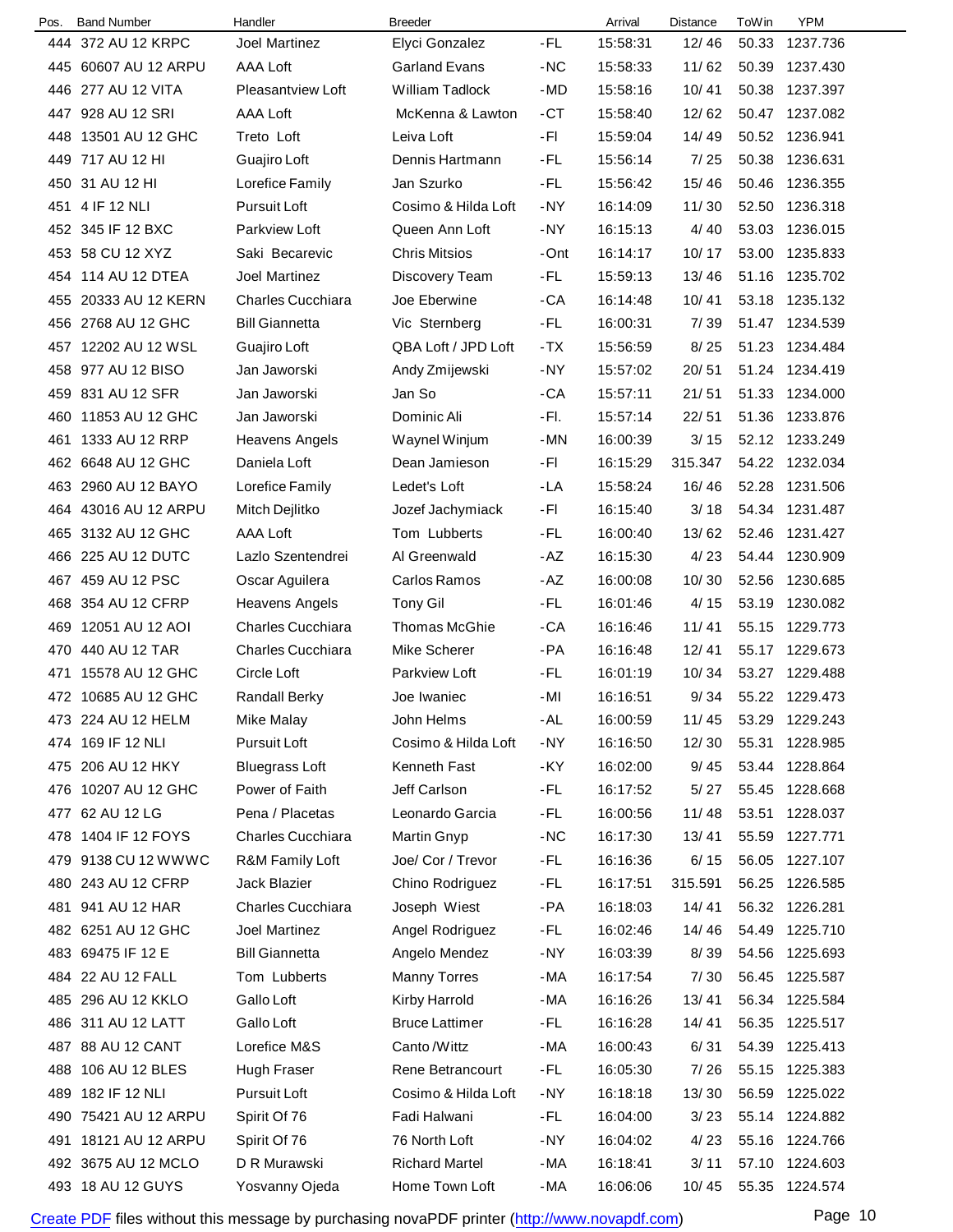| Pos. | Band Number | Handler | Breeder | | Arrival | Distance | ToWin | YPM |
|---|---|---|---|---|---|---|---|---|
| 444 | 372 AU 12 KRPC | Joel Martinez | Elyci Gonzalez | -FL | 15:58:31 | 12/ 46 | 50.33 | 1237.736 |
| 445 | 60607 AU 12 ARPU | AAA Loft | Garland Evans | -NC | 15:58:33 | 11/ 62 | 50.39 | 1237.430 |
| 446 | 277 AU 12 VITA | Pleasantview Loft | William Tadlock | -MD | 15:58:16 | 10/ 41 | 50.38 | 1237.397 |
| 447 | 928 AU 12 SRI | AAA Loft | McKenna & Lawton | -CT | 15:58:40 | 12/ 62 | 50.47 | 1237.082 |
| 448 | 13501 AU 12 GHC | Treto Loft | Leiva Loft | -Fl | 15:59:04 | 14/ 49 | 50.52 | 1236.941 |
| 449 | 717 AU 12 HI | Guajiro Loft | Dennis Hartmann | -FL | 15:56:14 | 7/ 25 | 50.38 | 1236.631 |
| 450 | 31 AU 12 HI | Lorefice Family | Jan Szurko | -FL | 15:56:42 | 15/ 46 | 50.46 | 1236.355 |
| 451 | 4 IF 12 NLI | Pursuit Loft | Cosimo & Hilda Loft | -NY | 16:14:09 | 11/ 30 | 52.50 | 1236.318 |
| 452 | 345 IF 12 BXC | Parkview Loft | Queen Ann Loft | -NY | 16:15:13 | 4/ 40 | 53.03 | 1236.015 |
| 453 | 58 CU 12 XYZ | Saki Becarevic | Chris Mitsios | -Ont | 16:14:17 | 10/ 17 | 53.00 | 1235.833 |
| 454 | 114 AU 12 DTEA | Joel Martinez | Discovery Team | -FL | 15:59:13 | 13/ 46 | 51.16 | 1235.702 |
| 455 | 20333 AU 12 KERN | Charles Cucchiara | Joe Eberwine | -CA | 16:14:48 | 10/ 41 | 53.18 | 1235.132 |
| 456 | 2768 AU 12 GHC | Bill Giannetta | Vic Sternberg | -FL | 16:00:31 | 7/ 39 | 51.47 | 1234.539 |
| 457 | 12202 AU 12 WSL | Guajiro Loft | QBA Loft / JPD Loft | -TX | 15:56:59 | 8/ 25 | 51.23 | 1234.484 |
| 458 | 977 AU 12 BISO | Jan Jaworski | Andy Zmijewski | -NY | 15:57:02 | 20/ 51 | 51.24 | 1234.419 |
| 459 | 831 AU 12 SFR | Jan Jaworski | Jan So | -CA | 15:57:11 | 21/ 51 | 51.33 | 1234.000 |
| 460 | 11853 AU 12 GHC | Jan Jaworski | Dominic Ali | -Fl. | 15:57:14 | 22/ 51 | 51.36 | 1233.876 |
| 461 | 1333 AU 12 RRP | Heavens Angels | Waynel Winjum | -MN | 16:00:39 | 3/ 15 | 52.12 | 1233.249 |
| 462 | 6648 AU 12 GHC | Daniela Loft | Dean Jamieson | -Fl | 16:15:29 | 315.347 | 54.22 | 1232.034 |
| 463 | 2960 AU 12 BAYO | Lorefice Family | Ledet's Loft | -LA | 15:58:24 | 16/ 46 | 52.28 | 1231.506 |
| 464 | 43016 AU 12 ARPU | Mitch Dejlitko | Jozef Jachymiack | -Fl | 16:15:40 | 3/ 18 | 54.34 | 1231.487 |
| 465 | 3132 AU 12 GHC | AAA Loft | Tom Lubberts | -FL | 16:00:40 | 13/ 62 | 52.46 | 1231.427 |
| 466 | 225 AU 12 DUTC | Lazlo Szentendrei | Al Greenwald | -AZ | 16:15:30 | 4/ 23 | 54.44 | 1230.909 |
| 467 | 459 AU 12 PSC | Oscar Aguilera | Carlos Ramos | -AZ | 16:00:08 | 10/ 30 | 52.56 | 1230.685 |
| 468 | 354 AU 12 CFRP | Heavens Angels | Tony Gil | -FL | 16:01:46 | 4/ 15 | 53.19 | 1230.082 |
| 469 | 12051 AU 12 AOI | Charles Cucchiara | Thomas McGhie | -CA | 16:16:46 | 11/ 41 | 55.15 | 1229.773 |
| 470 | 440 AU 12 TAR | Charles Cucchiara | Mike Scherer | -PA | 16:16:48 | 12/ 41 | 55.17 | 1229.673 |
| 471 | 15578 AU 12 GHC | Circle Loft | Parkview Loft | -FL | 16:01:19 | 10/ 34 | 53.27 | 1229.488 |
| 472 | 10685 AU 12 GHC | Randall Berky | Joe Iwaniec | -MI | 16:16:51 | 9/ 34 | 55.22 | 1229.473 |
| 473 | 224 AU 12 HELM | Mike Malay | John Helms | -AL | 16:00:59 | 11/ 45 | 53.29 | 1229.243 |
| 474 | 169 IF 12 NLI | Pursuit Loft | Cosimo & Hilda Loft | -NY | 16:16:50 | 12/ 30 | 55.31 | 1228.985 |
| 475 | 206 AU 12 HKY | Bluegrass Loft | Kenneth Fast | -KY | 16:02:00 | 9/ 45 | 53.44 | 1228.864 |
| 476 | 10207 AU 12 GHC | Power of Faith | Jeff Carlson | -FL | 16:17:52 | 5/ 27 | 55.45 | 1228.668 |
| 477 | 62 AU 12 LG | Pena / Placetas | Leonardo Garcia | -FL | 16:00:56 | 11/ 48 | 53.51 | 1228.037 |
| 478 | 1404 IF 12 FOYS | Charles Cucchiara | Martin Gnyp | -NC | 16:17:30 | 13/ 41 | 55.59 | 1227.771 |
| 479 | 9138 CU 12 WWWC | R&M Family Loft | Joe/ Cor / Trevor | -FL | 16:16:36 | 6/ 15 | 56.05 | 1227.107 |
| 480 | 243 AU 12 CFRP | Jack Blazier | Chino Rodriguez | -FL | 16:17:51 | 315.591 | 56.25 | 1226.585 |
| 481 | 941 AU 12 HAR | Charles Cucchiara | Joseph Wiest | -PA | 16:18:03 | 14/ 41 | 56.32 | 1226.281 |
| 482 | 6251 AU 12 GHC | Joel Martinez | Angel Rodriguez | -FL | 16:02:46 | 14/ 46 | 54.49 | 1225.710 |
| 483 | 69475 IF 12 E | Bill Giannetta | Angelo Mendez | -NY | 16:03:39 | 8/ 39 | 54.56 | 1225.693 |
| 484 | 22 AU 12 FALL | Tom Lubberts | Manny Torres | -MA | 16:17:54 | 7/ 30 | 56.45 | 1225.587 |
| 485 | 296 AU 12 KKLO | Gallo Loft | Kirby Harrold | -MA | 16:16:26 | 13/ 41 | 56.34 | 1225.584 |
| 486 | 311 AU 12 LATT | Gallo Loft | Bruce Lattimer | -FL | 16:16:28 | 14/ 41 | 56.35 | 1225.517 |
| 487 | 88 AU 12 CANT | Lorefice M&S | Canto /Wittz | -MA | 16:00:43 | 6/ 31 | 54.39 | 1225.413 |
| 488 | 106 AU 12 BLES | Hugh Fraser | Rene Betrancourt | -FL | 16:05:30 | 7/ 26 | 55.15 | 1225.383 |
| 489 | 182 IF 12 NLI | Pursuit Loft | Cosimo & Hilda Loft | -NY | 16:18:18 | 13/ 30 | 56.59 | 1225.022 |
| 490 | 75421 AU 12 ARPU | Spirit Of 76 | Fadi Halwani | -FL | 16:04:00 | 3/ 23 | 55.14 | 1224.882 |
| 491 | 18121 AU 12 ARPU | Spirit Of 76 | 76 North Loft | -NY | 16:04:02 | 4/ 23 | 55.16 | 1224.766 |
| 492 | 3675 AU 12 MCLO | D R Murawski | Richard Martel | -MA | 16:18:41 | 3/ 11 | 57.10 | 1224.603 |
| 493 | 18 AU 12 GUYS | Yosvanny Ojeda | Home Town Loft | -MA | 16:06:06 | 10/ 45 | 55.35 | 1224.574 |

Create PDF files without this message by purchasing novaPDF printer (http://www.novapdf.com)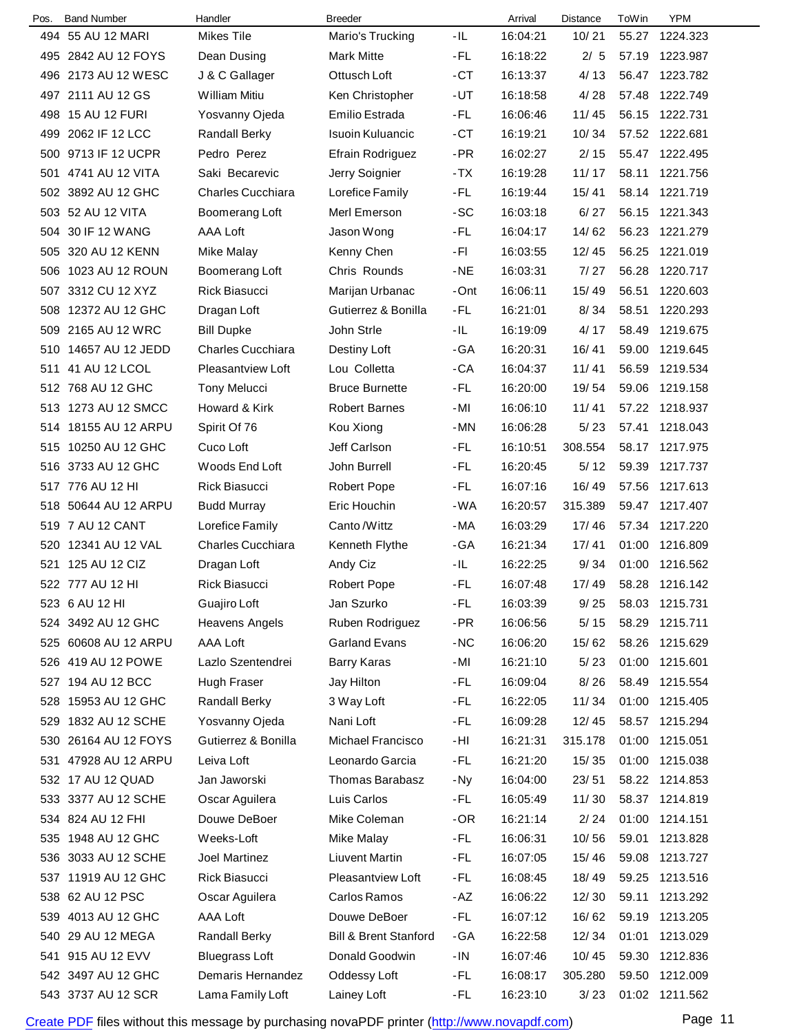| Pos. | Band Number | Handler | Breeder | | Arrival | Distance | ToWin | YPM |
|---|---|---|---|---|---|---|---|---|
| 494 | 55 AU 12 MARI | Mikes Tile | Mario's Trucking | -IL | 16:04:21 | 10/ 21 | 55.27 | 1224.323 |
| 495 | 2842 AU 12 FOYS | Dean Dusing | Mark Mitte | -FL | 16:18:22 | 2/ 5 | 57.19 | 1223.987 |
| 496 | 2173 AU 12 WESC | J & C Gallager | Ottusch Loft | -CT | 16:13:37 | 4/ 13 | 56.47 | 1223.782 |
| 497 | 2111 AU 12 GS | William Mitiu | Ken Christopher | -UT | 16:18:58 | 4/ 28 | 57.48 | 1222.749 |
| 498 | 15 AU 12 FURI | Yosvanny Ojeda | Emilio Estrada | -FL | 16:06:46 | 11/ 45 | 56.15 | 1222.731 |
| 499 | 2062 IF 12 LCC | Randall Berky | Isuoin Kuluancic | -CT | 16:19:21 | 10/ 34 | 57.52 | 1222.681 |
| 500 | 9713 IF 12 UCPR | Pedro Perez | Efrain Rodriguez | -PR | 16:02:27 | 2/ 15 | 55.47 | 1222.495 |
| 501 | 4741 AU 12 VITA | Saki Becarevic | Jerry Soignier | -TX | 16:19:28 | 11/ 17 | 58.11 | 1221.756 |
| 502 | 3892 AU 12 GHC | Charles Cucchiara | Lorefice Family | -FL | 16:19:44 | 15/ 41 | 58.14 | 1221.719 |
| 503 | 52 AU 12 VITA | Boomerang Loft | Merl Emerson | -SC | 16:03:18 | 6/ 27 | 56.15 | 1221.343 |
| 504 | 30 IF 12 WANG | AAA Loft | Jason Wong | -FL | 16:04:17 | 14/ 62 | 56.23 | 1221.279 |
| 505 | 320 AU 12 KENN | Mike Malay | Kenny Chen | -Fl | 16:03:55 | 12/ 45 | 56.25 | 1221.019 |
| 506 | 1023 AU 12 ROUN | Boomerang Loft | Chris Rounds | -NE | 16:03:31 | 7/ 27 | 56.28 | 1220.717 |
| 507 | 3312 CU 12 XYZ | Rick Biasucci | Marijan Urbanac | -Ont | 16:06:11 | 15/ 49 | 56.51 | 1220.603 |
| 508 | 12372 AU 12 GHC | Dragan Loft | Gutierrez & Bonilla | -FL | 16:21:01 | 8/ 34 | 58.51 | 1220.293 |
| 509 | 2165 AU 12 WRC | Bill Dupke | John Strle | -IL | 16:19:09 | 4/ 17 | 58.49 | 1219.675 |
| 510 | 14657 AU 12 JEDD | Charles Cucchiara | Destiny Loft | -GA | 16:20:31 | 16/ 41 | 59.00 | 1219.645 |
| 511 | 41 AU 12 LCOL | Pleasantview Loft | Lou Colletta | -CA | 16:04:37 | 11/ 41 | 56.59 | 1219.534 |
| 512 | 768 AU 12 GHC | Tony Melucci | Bruce Burnette | -FL | 16:20:00 | 19/ 54 | 59.06 | 1219.158 |
| 513 | 1273 AU 12 SMCC | Howard & Kirk | Robert Barnes | -MI | 16:06:10 | 11/ 41 | 57.22 | 1218.937 |
| 514 | 18155 AU 12 ARPU | Spirit Of 76 | Kou Xiong | -MN | 16:06:28 | 5/ 23 | 57.41 | 1218.043 |
| 515 | 10250 AU 12 GHC | Cuco Loft | Jeff Carlson | -FL | 16:10:51 | 308.554 | 58.17 | 1217.975 |
| 516 | 3733 AU 12 GHC | Woods End Loft | John Burrell | -FL | 16:20:45 | 5/ 12 | 59.39 | 1217.737 |
| 517 | 776 AU 12 HI | Rick Biasucci | Robert Pope | -FL | 16:07:16 | 16/ 49 | 57.56 | 1217.613 |
| 518 | 50644 AU 12 ARPU | Budd Murray | Eric Houchin | -WA | 16:20:57 | 315.389 | 59.47 | 1217.407 |
| 519 | 7 AU 12 CANT | Lorefice Family | Canto /Wittz | -MA | 16:03:29 | 17/ 46 | 57.34 | 1217.220 |
| 520 | 12341 AU 12 VAL | Charles Cucchiara | Kenneth Flythe | -GA | 16:21:34 | 17/ 41 | 01:00 | 1216.809 |
| 521 | 125 AU 12 CIZ | Dragan Loft | Andy Ciz | -IL | 16:22:25 | 9/ 34 | 01:00 | 1216.562 |
| 522 | 777 AU 12 HI | Rick Biasucci | Robert Pope | -FL | 16:07:48 | 17/ 49 | 58.28 | 1216.142 |
| 523 | 6 AU 12 HI | Guajiro Loft | Jan Szurko | -FL | 16:03:39 | 9/ 25 | 58.03 | 1215.731 |
| 524 | 3492 AU 12 GHC | Heavens Angels | Ruben Rodriguez | -PR | 16:06:56 | 5/ 15 | 58.29 | 1215.711 |
| 525 | 60608 AU 12 ARPU | AAA Loft | Garland Evans | -NC | 16:06:20 | 15/ 62 | 58.26 | 1215.629 |
| 526 | 419 AU 12 POWE | Lazlo Szentendrei | Barry Karas | -MI | 16:21:10 | 5/ 23 | 01:00 | 1215.601 |
| 527 | 194 AU 12 BCC | Hugh Fraser | Jay Hilton | -FL | 16:09:04 | 8/ 26 | 58.49 | 1215.554 |
| 528 | 15953 AU 12 GHC | Randall Berky | 3 Way Loft | -FL | 16:22:05 | 11/ 34 | 01:00 | 1215.405 |
| 529 | 1832 AU 12 SCHE | Yosvanny Ojeda | Nani Loft | -FL | 16:09:28 | 12/ 45 | 58.57 | 1215.294 |
| 530 | 26164 AU 12 FOYS | Gutierrez & Bonilla | Michael Francisco | -HI | 16:21:31 | 315.178 | 01:00 | 1215.051 |
| 531 | 47928 AU 12 ARPU | Leiva Loft | Leonardo Garcia | -FL | 16:21:20 | 15/ 35 | 01:00 | 1215.038 |
| 532 | 17 AU 12 QUAD | Jan Jaworski | Thomas Barabasz | -Ny | 16:04:00 | 23/ 51 | 58.22 | 1214.853 |
| 533 | 3377 AU 12 SCHE | Oscar Aguilera | Luis Carlos | -FL | 16:05:49 | 11/ 30 | 58.37 | 1214.819 |
| 534 | 824 AU 12 FHI | Douwe DeBoer | Mike Coleman | -OR | 16:21:14 | 2/ 24 | 01:00 | 1214.151 |
| 535 | 1948 AU 12 GHC | Weeks-Loft | Mike Malay | -FL | 16:06:31 | 10/ 56 | 59.01 | 1213.828 |
| 536 | 3033 AU 12 SCHE | Joel Martinez | Liuvent Martin | -FL | 16:07:05 | 15/ 46 | 59.08 | 1213.727 |
| 537 | 11919 AU 12 GHC | Rick Biasucci | Pleasantview Loft | -FL | 16:08:45 | 18/ 49 | 59.25 | 1213.516 |
| 538 | 62 AU 12 PSC | Oscar Aguilera | Carlos Ramos | -AZ | 16:06:22 | 12/ 30 | 59.11 | 1213.292 |
| 539 | 4013 AU 12 GHC | AAA Loft | Douwe DeBoer | -FL | 16:07:12 | 16/ 62 | 59.19 | 1213.205 |
| 540 | 29 AU 12 MEGA | Randall Berky | Bill & Brent Stanford | -GA | 16:22:58 | 12/ 34 | 01:01 | 1213.029 |
| 541 | 915 AU 12 EVV | Bluegrass Loft | Donald Goodwin | -IN | 16:07:46 | 10/ 45 | 59.30 | 1212.836 |
| 542 | 3497 AU 12 GHC | Demaris Hernandez | Oddessy Loft | -FL | 16:08:17 | 305.280 | 59.50 | 1212.009 |
| 543 | 3737 AU 12 SCR | Lama Family Loft | Lainey Loft | -FL | 16:23:10 | 3/ 23 | 01:02 | 1211.562 |

Create PDF files without this message by purchasing novaPDF printer (http://www.novapdf.com)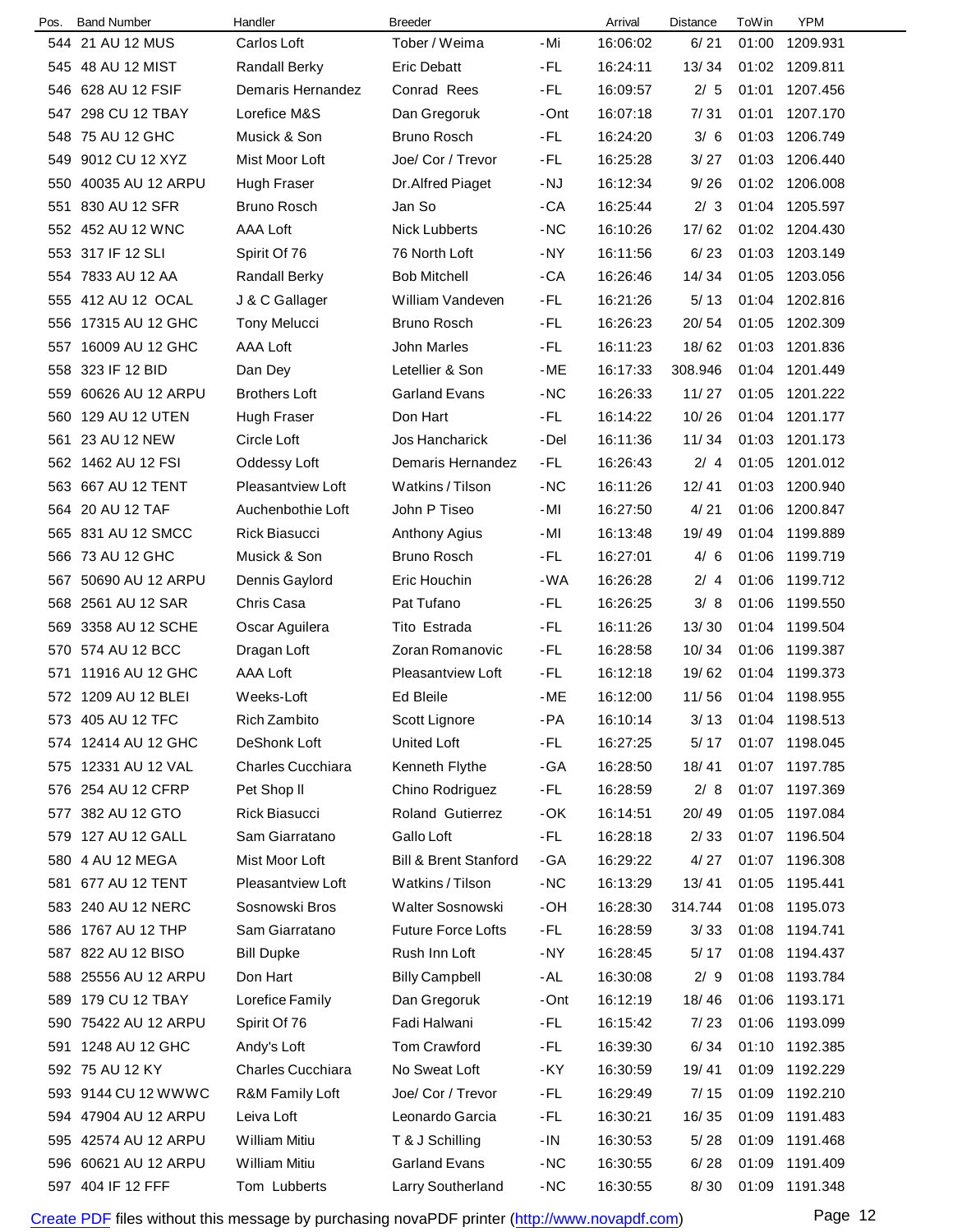| Pos. | Band Number | Handler | Breeder | | Arrival | Distance | ToWin | YPM |
|---|---|---|---|---|---|---|---|---|
| 544 | 21 AU 12 MUS | Carlos Loft | Tober / Weima | -Mi | 16:06:02 | 6/ 21 | 01:00 | 1209.931 |
| 545 | 48 AU 12 MIST | Randall Berky | Eric Debatt | -FL | 16:24:11 | 13/ 34 | 01:02 | 1209.811 |
| 546 | 628 AU 12 FSIF | Demaris Hernandez | Conrad Rees | -FL | 16:09:57 | 2/ 5 | 01:01 | 1207.456 |
| 547 | 298 CU 12 TBAY | Lorefice M&S | Dan Gregoruk | -Ont | 16:07:18 | 7/ 31 | 01:01 | 1207.170 |
| 548 | 75 AU 12 GHC | Musick & Son | Bruno Rosch | -FL | 16:24:20 | 3/ 6 | 01:03 | 1206.749 |
| 549 | 9012 CU 12 XYZ | Mist Moor Loft | Joe/ Cor / Trevor | -FL | 16:25:28 | 3/ 27 | 01:03 | 1206.440 |
| 550 | 40035 AU 12 ARPU | Hugh Fraser | Dr.Alfred Piaget | -NJ | 16:12:34 | 9/ 26 | 01:02 | 1206.008 |
| 551 | 830 AU 12 SFR | Bruno Rosch | Jan So | -CA | 16:25:44 | 2/ 3 | 01:04 | 1205.597 |
| 552 | 452 AU 12 WNC | AAA Loft | Nick Lubberts | -NC | 16:10:26 | 17/ 62 | 01:02 | 1204.430 |
| 553 | 317 IF 12 SLI | Spirit Of 76 | 76 North Loft | -NY | 16:11:56 | 6/ 23 | 01:03 | 1203.149 |
| 554 | 7833 AU 12 AA | Randall Berky | Bob Mitchell | -CA | 16:26:46 | 14/ 34 | 01:05 | 1203.056 |
| 555 | 412 AU 12 OCAL | J & C Gallager | William Vandeven | -FL | 16:21:26 | 5/ 13 | 01:04 | 1202.816 |
| 556 | 17315 AU 12 GHC | Tony Melucci | Bruno Rosch | -FL | 16:26:23 | 20/ 54 | 01:05 | 1202.309 |
| 557 | 16009 AU 12 GHC | AAA Loft | John Marles | -FL | 16:11:23 | 18/ 62 | 01:03 | 1201.836 |
| 558 | 323 IF 12 BID | Dan Dey | Letellier & Son | -ME | 16:17:33 | 308.946 | 01:04 | 1201.449 |
| 559 | 60626 AU 12 ARPU | Brothers Loft | Garland Evans | -NC | 16:26:33 | 11/ 27 | 01:05 | 1201.222 |
| 560 | 129 AU 12 UTEN | Hugh Fraser | Don Hart | -FL | 16:14:22 | 10/ 26 | 01:04 | 1201.177 |
| 561 | 23 AU 12 NEW | Circle Loft | Jos Hancharick | -Del | 16:11:36 | 11/ 34 | 01:03 | 1201.173 |
| 562 | 1462 AU 12 FSI | Oddessy Loft | Demaris Hernandez | -FL | 16:26:43 | 2/ 4 | 01:05 | 1201.012 |
| 563 | 667 AU 12 TENT | Pleasantview Loft | Watkins / Tilson | -NC | 16:11:26 | 12/ 41 | 01:03 | 1200.940 |
| 564 | 20 AU 12 TAF | Auchenbothie Loft | John P Tiseo | -MI | 16:27:50 | 4/ 21 | 01:06 | 1200.847 |
| 565 | 831 AU 12 SMCC | Rick Biasucci | Anthony Agius | -MI | 16:13:48 | 19/ 49 | 01:04 | 1199.889 |
| 566 | 73 AU 12 GHC | Musick & Son | Bruno Rosch | -FL | 16:27:01 | 4/ 6 | 01:06 | 1199.719 |
| 567 | 50690 AU 12 ARPU | Dennis Gaylord | Eric Houchin | -WA | 16:26:28 | 2/ 4 | 01:06 | 1199.712 |
| 568 | 2561 AU 12 SAR | Chris Casa | Pat Tufano | -FL | 16:26:25 | 3/ 8 | 01:06 | 1199.550 |
| 569 | 3358 AU 12 SCHE | Oscar Aguilera | Tito Estrada | -FL | 16:11:26 | 13/ 30 | 01:04 | 1199.504 |
| 570 | 574 AU 12 BCC | Dragan Loft | Zoran Romanovic | -FL | 16:28:58 | 10/ 34 | 01:06 | 1199.387 |
| 571 | 11916 AU 12 GHC | AAA Loft | Pleasantview Loft | -FL | 16:12:18 | 19/ 62 | 01:04 | 1199.373 |
| 572 | 1209 AU 12 BLEI | Weeks-Loft | Ed Bleile | -ME | 16:12:00 | 11/ 56 | 01:04 | 1198.955 |
| 573 | 405 AU 12 TFC | Rich Zambito | Scott Lignore | -PA | 16:10:14 | 3/ 13 | 01:04 | 1198.513 |
| 574 | 12414 AU 12 GHC | DeShonk Loft | United Loft | -FL | 16:27:25 | 5/ 17 | 01:07 | 1198.045 |
| 575 | 12331 AU 12 VAL | Charles Cucchiara | Kenneth Flythe | -GA | 16:28:50 | 18/ 41 | 01:07 | 1197.785 |
| 576 | 254 AU 12 CFRP | Pet Shop ll | Chino Rodriguez | -FL | 16:28:59 | 2/ 8 | 01:07 | 1197.369 |
| 577 | 382 AU 12 GTO | Rick Biasucci | Roland Gutierrez | -OK | 16:14:51 | 20/ 49 | 01:05 | 1197.084 |
| 579 | 127 AU 12 GALL | Sam Giarratano | Gallo Loft | -FL | 16:28:18 | 2/ 33 | 01:07 | 1196.504 |
| 580 | 4 AU 12 MEGA | Mist Moor Loft | Bill & Brent Stanford | -GA | 16:29:22 | 4/ 27 | 01:07 | 1196.308 |
| 581 | 677 AU 12 TENT | Pleasantview Loft | Watkins / Tilson | -NC | 16:13:29 | 13/ 41 | 01:05 | 1195.441 |
| 583 | 240 AU 12 NERC | Sosnowski Bros | Walter Sosnowski | -OH | 16:28:30 | 314.744 | 01:08 | 1195.073 |
| 586 | 1767 AU 12 THP | Sam Giarratano | Future Force Lofts | -FL | 16:28:59 | 3/ 33 | 01:08 | 1194.741 |
| 587 | 822 AU 12 BISO | Bill Dupke | Rush Inn Loft | -NY | 16:28:45 | 5/ 17 | 01:08 | 1194.437 |
| 588 | 25556 AU 12 ARPU | Don Hart | Billy Campbell | -AL | 16:30:08 | 2/ 9 | 01:08 | 1193.784 |
| 589 | 179 CU 12 TBAY | Lorefice Family | Dan Gregoruk | -Ont | 16:12:19 | 18/ 46 | 01:06 | 1193.171 |
| 590 | 75422 AU 12 ARPU | Spirit Of 76 | Fadi Halwani | -FL | 16:15:42 | 7/ 23 | 01:06 | 1193.099 |
| 591 | 1248 AU 12 GHC | Andy's Loft | Tom Crawford | -FL | 16:39:30 | 6/ 34 | 01:10 | 1192.385 |
| 592 | 75 AU 12 KY | Charles Cucchiara | No Sweat Loft | -KY | 16:30:59 | 19/ 41 | 01:09 | 1192.229 |
| 593 | 9144 CU 12 WWWC | R&M Family Loft | Joe/ Cor / Trevor | -FL | 16:29:49 | 7/ 15 | 01:09 | 1192.210 |
| 594 | 47904 AU 12 ARPU | Leiva Loft | Leonardo Garcia | -FL | 16:30:21 | 16/ 35 | 01:09 | 1191.483 |
| 595 | 42574 AU 12 ARPU | William Mitiu | T & J Schilling | -IN | 16:30:53 | 5/ 28 | 01:09 | 1191.468 |
| 596 | 60621 AU 12 ARPU | William Mitiu | Garland Evans | -NC | 16:30:55 | 6/ 28 | 01:09 | 1191.409 |
| 597 | 404 IF 12 FFF | Tom Lubberts | Larry Southerland | -NC | 16:30:55 | 8/ 30 | 01:09 | 1191.348 |

Create PDF files without this message by purchasing novaPDF printer (http://www.novapdf.com)